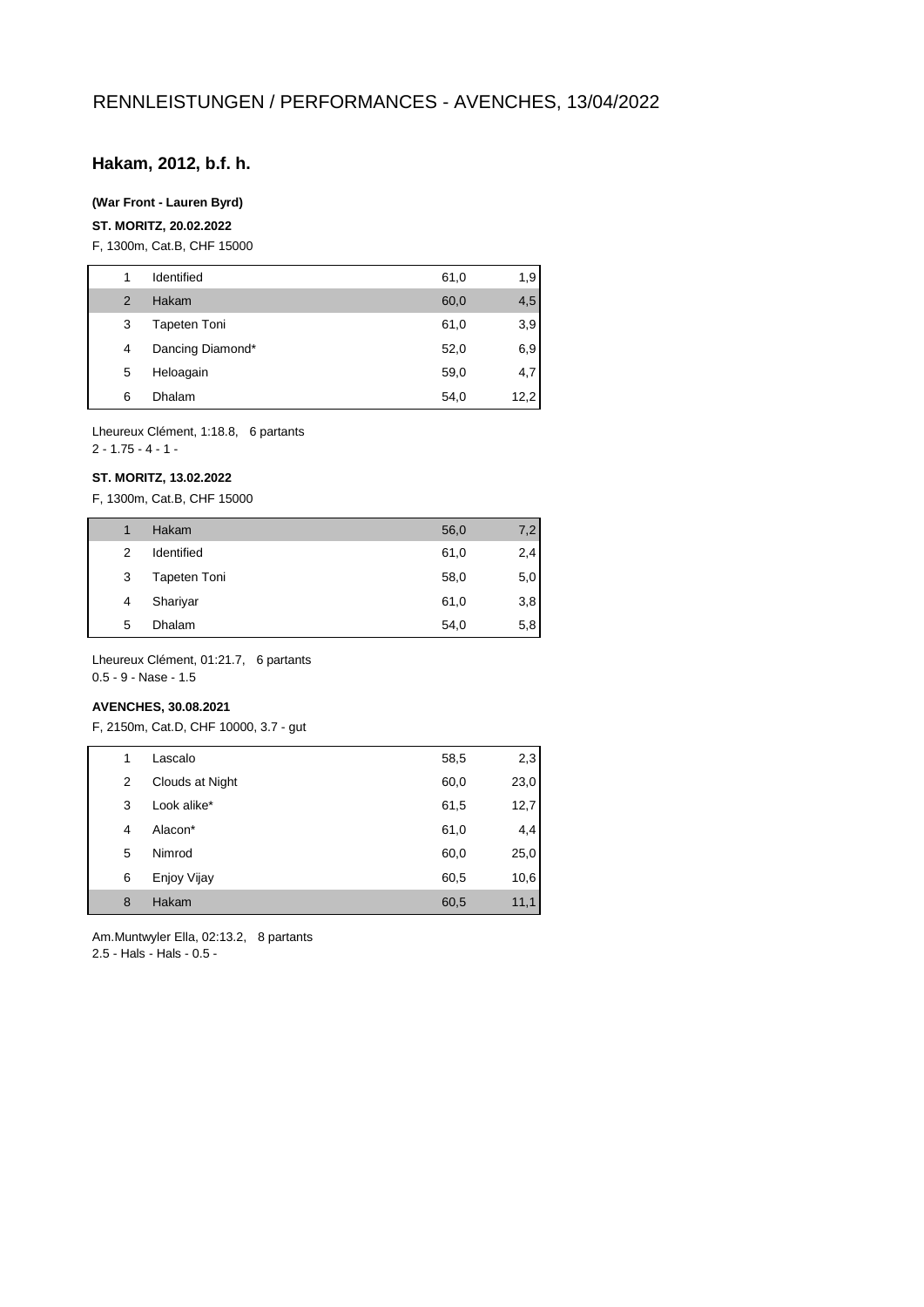# RENNLEISTUNGEN / PERFORMANCES - AVENCHES, 13/04/2022

## Hakam, 2012, b.f. h.

**(War Front - Lauren Byrd)**

**ST. MORITZ, 20.02.2022**

F, 1300m, Cat.B, CHF 15000

| | | | |
|---|---|---|---|
| 1 | Identified | 61,0 | 1,9 |
| 2 | Hakam | 60,0 | 4,5 |
| 3 | Tapeten Toni | 61,0 | 3,9 |
| 4 | Dancing Diamond* | 52,0 | 6,9 |
| 5 | Heloagain | 59,0 | 4,7 |
| 6 | Dhalam | 54,0 | 12,2 |

Lheureux Clément, 1:18.8, 6 partants
2 - 1.75 - 4 - 1 -

**ST. MORITZ, 13.02.2022**

F, 1300m, Cat.B, CHF 15000

| | | | |
|---|---|---|---|
| 1 | Hakam | 56,0 | 7,2 |
| 2 | Identified | 61,0 | 2,4 |
| 3 | Tapeten Toni | 58,0 | 5,0 |
| 4 | Shariyar | 61,0 | 3,8 |
| 5 | Dhalam | 54,0 | 5,8 |

Lheureux Clément, 01:21.7, 6 partants
0.5 - 9 - Nase - 1.5

**AVENCHES, 30.08.2021**

F, 2150m, Cat.D, CHF 10000, 3.7 - gut

| | | | |
|---|---|---|---|
| 1 | Lascalo | 58,5 | 2,3 |
| 2 | Clouds at Night | 60,0 | 23,0 |
| 3 | Look alike* | 61,5 | 12,7 |
| 4 | Alacon* | 61,0 | 4,4 |
| 5 | Nimrod | 60,0 | 25,0 |
| 6 | Enjoy Vijay | 60,5 | 10,6 |
| 8 | Hakam | 60,5 | 11,1 |

Am.Muntwyler Ella, 02:13.2, 8 partants
2.5 - Hals - Hals - 0.5 -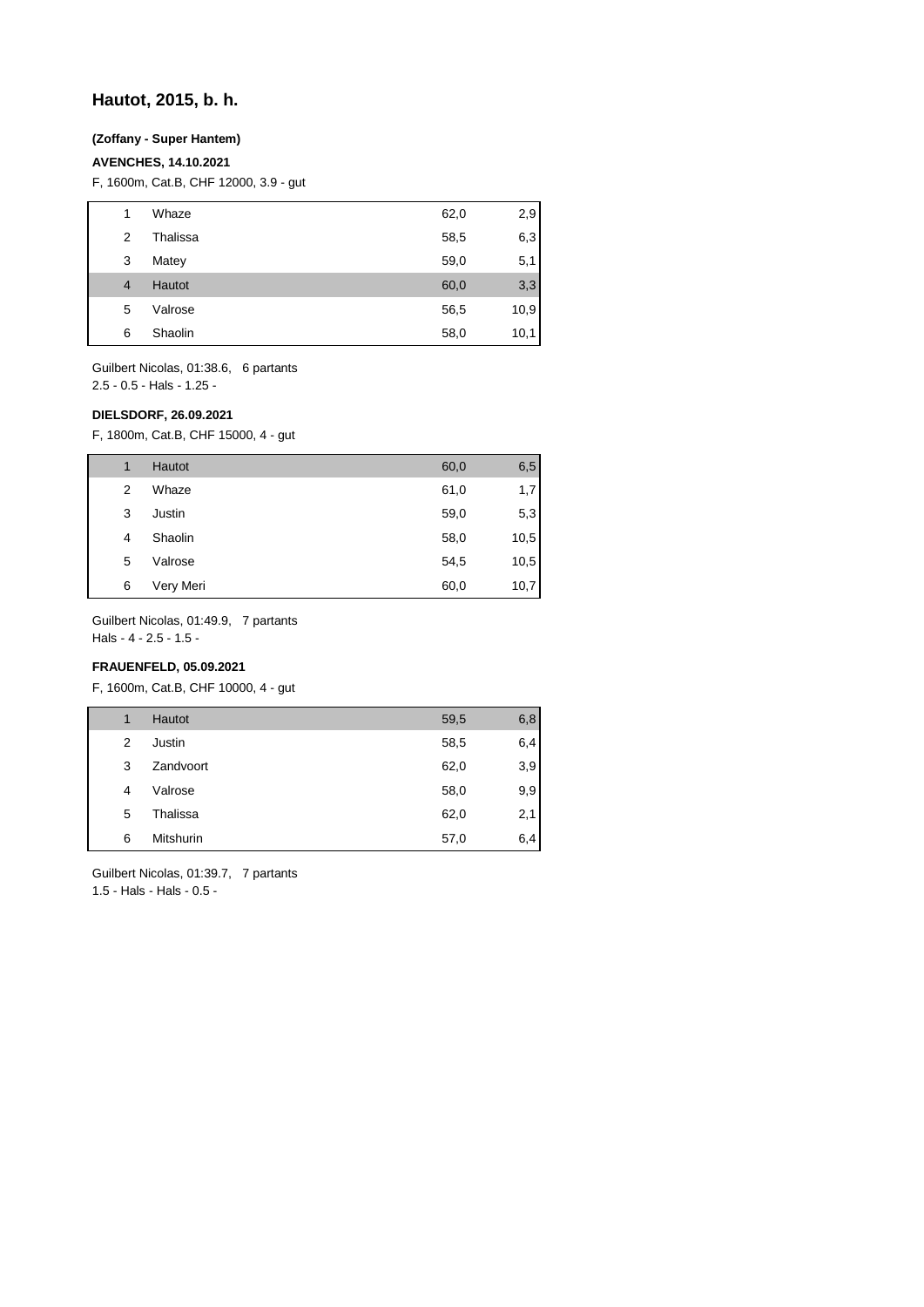## Hautot, 2015, b. h.

**(Zoffany - Super Hantem)**

**AVENCHES, 14.10.2021**

F, 1600m, Cat.B, CHF 12000, 3.9 - gut

| | | | |
|---|---|---|---|
| 1 | Whaze | 62,0 | 2,9 |
| 2 | Thalissa | 58,5 | 6,3 |
| 3 | Matey | 59,0 | 5,1 |
| 4 | Hautot | 60,0 | 3,3 |
| 5 | Valrose | 56,5 | 10,9 |
| 6 | Shaolin | 58,0 | 10,1 |

Guilbert Nicolas, 01:38.6, 6 partants
2.5 - 0.5 - Hals - 1.25 -

**DIELSDORF, 26.09.2021**

F, 1800m, Cat.B, CHF 15000, 4 - gut

| | | | |
|---|---|---|---|
| 1 | Hautot | 60,0 | 6,5 |
| 2 | Whaze | 61,0 | 1,7 |
| 3 | Justin | 59,0 | 5,3 |
| 4 | Shaolin | 58,0 | 10,5 |
| 5 | Valrose | 54,5 | 10,5 |
| 6 | Very Meri | 60,0 | 10,7 |

Guilbert Nicolas, 01:49.9, 7 partants
Hals - 4 - 2.5 - 1.5 -

**FRAUENFELD, 05.09.2021**

F, 1600m, Cat.B, CHF 10000, 4 - gut

| | | | |
|---|---|---|---|
| 1 | Hautot | 59,5 | 6,8 |
| 2 | Justin | 58,5 | 6,4 |
| 3 | Zandvoort | 62,0 | 3,9 |
| 4 | Valrose | 58,0 | 9,9 |
| 5 | Thalissa | 62,0 | 2,1 |
| 6 | Mitshurin | 57,0 | 6,4 |

Guilbert Nicolas, 01:39.7, 7 partants
1.5 - Hals - Hals - 0.5 -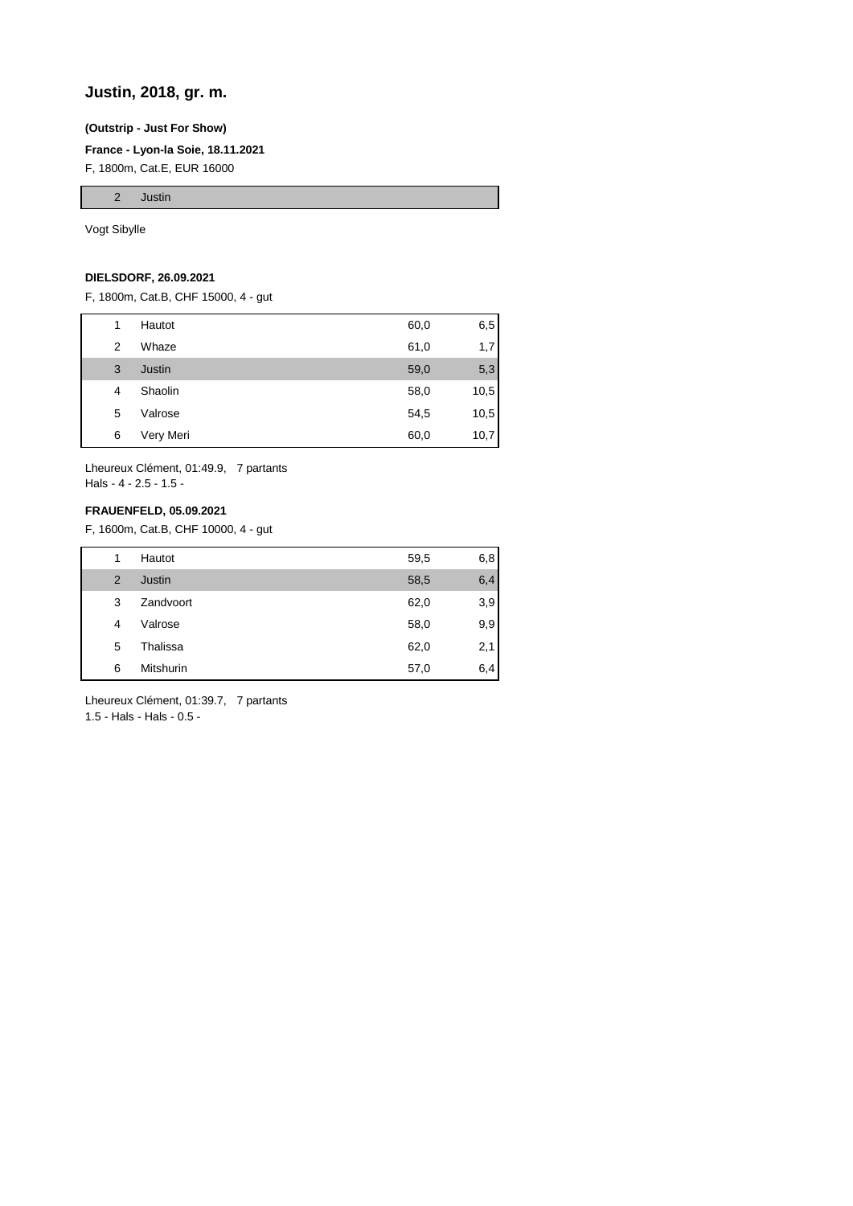## Justin, 2018, gr. m.

**(Outstrip - Just For Show)**

**France - Lyon-la Soie, 18.11.2021**

F, 1800m, Cat.E, EUR 16000

| | |
|---|---|
| 2 | Justin |

Vogt Sibylle

**DIELSDORF, 26.09.2021**

F, 1800m, Cat.B, CHF 15000, 4 - gut

| | | | |
|---|---|---|---|
| 1 | Hautot | 60,0 | 6,5 |
| 2 | Whaze | 61,0 | 1,7 |
| 3 | Justin | 59,0 | 5,3 |
| 4 | Shaolin | 58,0 | 10,5 |
| 5 | Valrose | 54,5 | 10,5 |
| 6 | Very Meri | 60,0 | 10,7 |

Lheureux Clément, 01:49.9, 7 partants
Hals - 4 - 2.5 - 1.5 -

**FRAUENFELD, 05.09.2021**

F, 1600m, Cat.B, CHF 10000, 4 - gut

| | | | |
|---|---|---|---|
| 1 | Hautot | 59,5 | 6,8 |
| 2 | Justin | 58,5 | 6,4 |
| 3 | Zandvoort | 62,0 | 3,9 |
| 4 | Valrose | 58,0 | 9,9 |
| 5 | Thalissa | 62,0 | 2,1 |
| 6 | Mitshurin | 57,0 | 6,4 |

Lheureux Clément, 01:39.7, 7 partants
1.5 - Hals - Hals - 0.5 -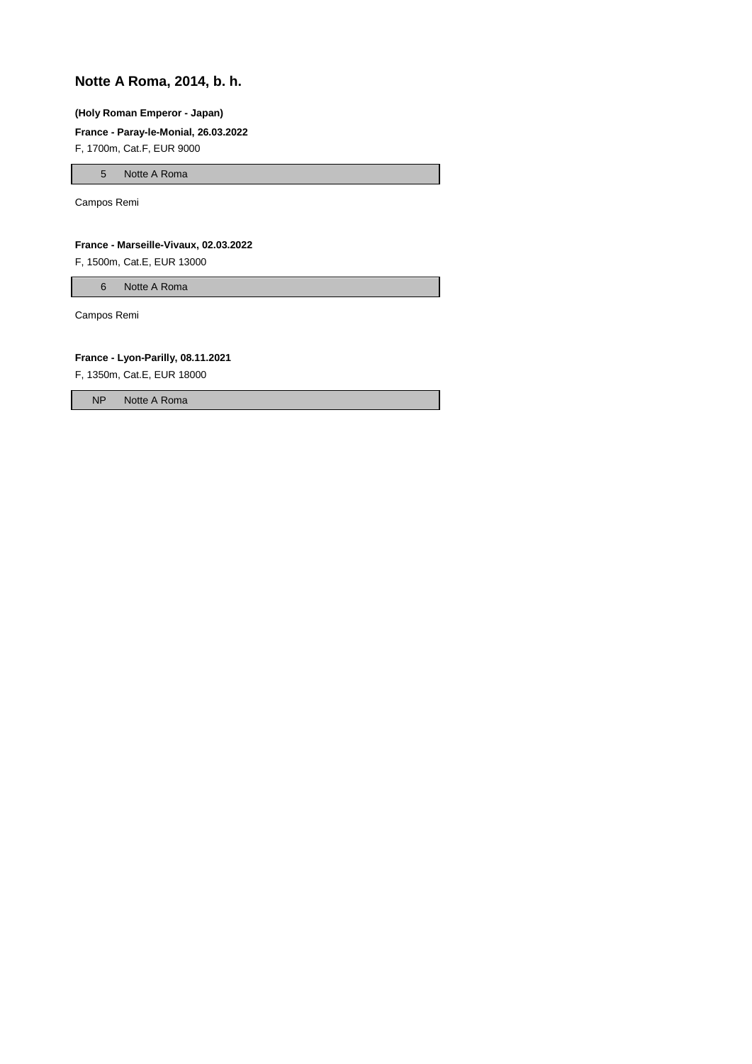## Notte A Roma, 2014, b. h.

**(Holy Roman Emperor - Japan)**

**France - Paray-le-Monial, 26.03.2022**

F, 1700m, Cat.F, EUR 9000

| 5 | Notte A Roma |
|---|---|

Campos Remi

**France - Marseille-Vivaux, 02.03.2022**

F, 1500m, Cat.E, EUR 13000

| 6 | Notte A Roma |
|---|---|

Campos Remi

**France - Lyon-Parilly, 08.11.2021**

F, 1350m, Cat.E, EUR 18000

| NP | Notte A Roma |
|---|---|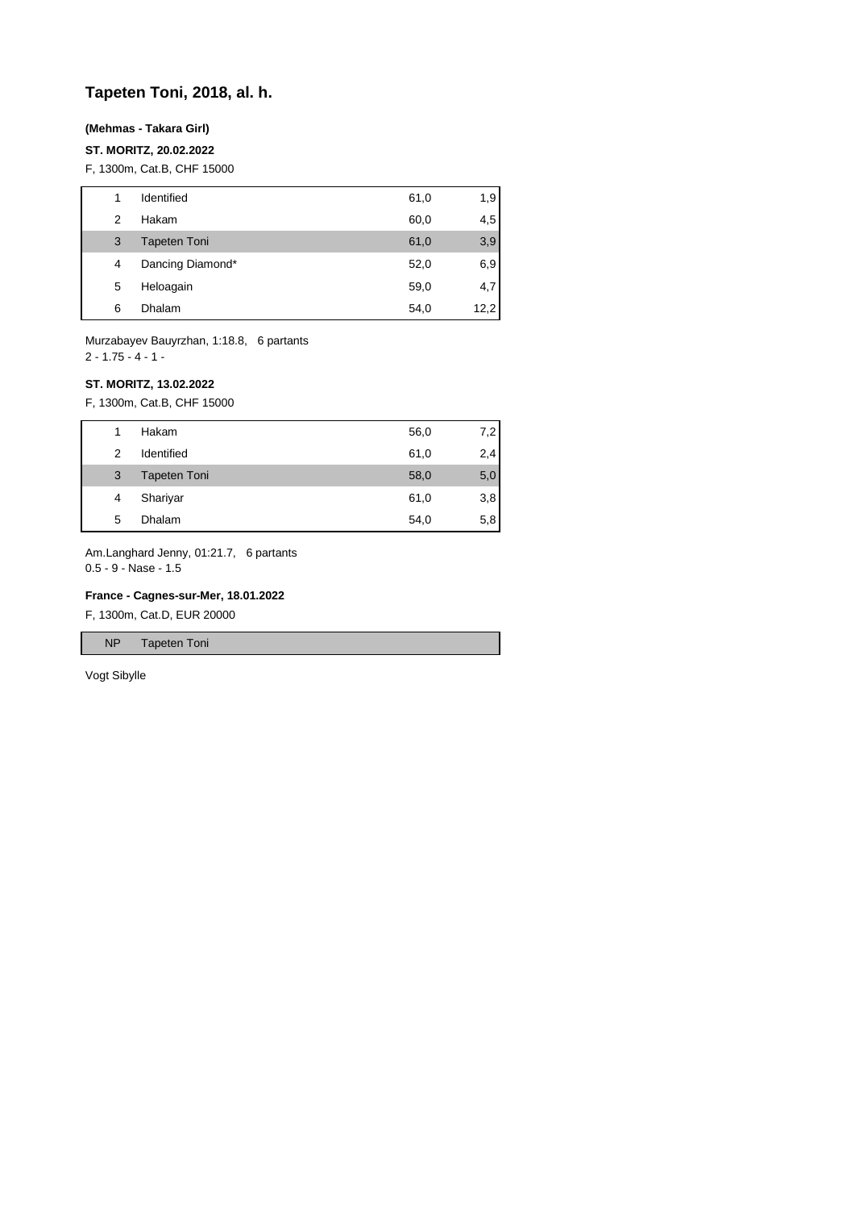# Tapeten Toni, 2018, al. h.

**(Mehmas - Takara Girl)**

**ST. MORITZ, 20.02.2022**

F, 1300m, Cat.B, CHF 15000

| | | | |
|---|---|---|---|
| 1 | Identified | 61,0 | 1,9 |
| 2 | Hakam | 60,0 | 4,5 |
| 3 | Tapeten Toni | 61,0 | 3,9 |
| 4 | Dancing Diamond* | 52,0 | 6,9 |
| 5 | Heloagain | 59,0 | 4,7 |
| 6 | Dhalam | 54,0 | 12,2 |

Murzabayev Bauyrzhan, 1:18.8, 6 partants
2 - 1.75 - 4 - 1 -

**ST. MORITZ, 13.02.2022**

F, 1300m, Cat.B, CHF 15000

| | | | |
|---|---|---|---|
| 1 | Hakam | 56,0 | 7,2 |
| 2 | Identified | 61,0 | 2,4 |
| 3 | Tapeten Toni | 58,0 | 5,0 |
| 4 | Shariyar | 61,0 | 3,8 |
| 5 | Dhalam | 54,0 | 5,8 |

Am.Langhard Jenny, 01:21.7, 6 partants
0.5 - 9 - Nase - 1.5

**France - Cagnes-sur-Mer, 18.01.2022**

F, 1300m, Cat.D, EUR 20000

| | |
|---|---|
| NP | Tapeten Toni |

Vogt Sibylle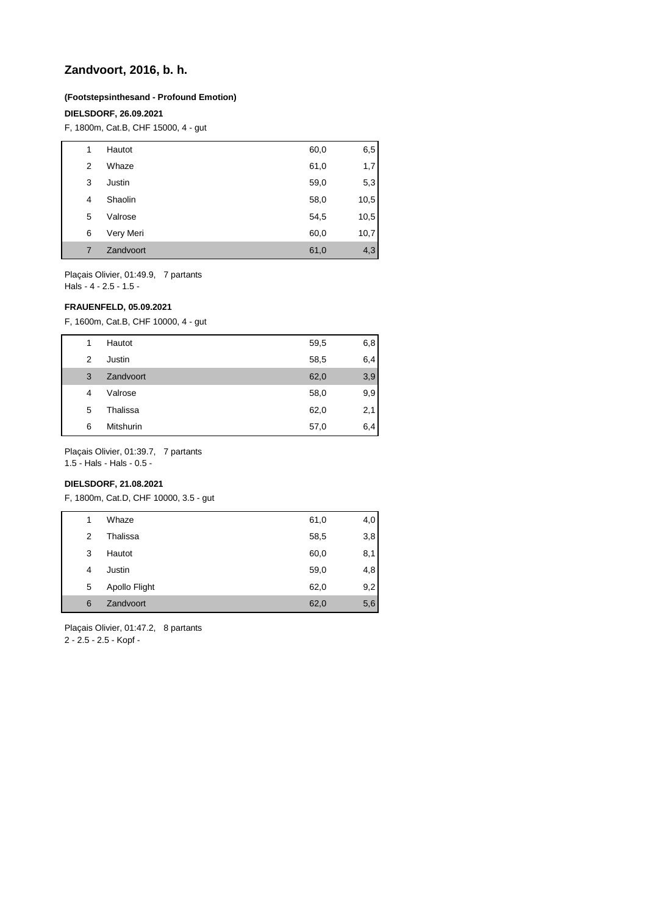## Zandvoort, 2016, b. h.

**(Footstepsinthesand - Profound Emotion)**

**DIELSDORF, 26.09.2021**

F, 1800m, Cat.B, CHF 15000, 4 - gut

| | | | |
|---|---|---|---|
| 1 | Hautot | 60,0 | 6,5 |
| 2 | Whaze | 61,0 | 1,7 |
| 3 | Justin | 59,0 | 5,3 |
| 4 | Shaolin | 58,0 | 10,5 |
| 5 | Valrose | 54,5 | 10,5 |
| 6 | Very Meri | 60,0 | 10,7 |
| 7 | Zandvoort | 61,0 | 4,3 |

Plaçais Olivier, 01:49.9, 7 partants
Hals - 4 - 2.5 - 1.5 -

**FRAUENFELD, 05.09.2021**

F, 1600m, Cat.B, CHF 10000, 4 - gut

| | | | |
|---|---|---|---|
| 1 | Hautot | 59,5 | 6,8 |
| 2 | Justin | 58,5 | 6,4 |
| 3 | Zandvoort | 62,0 | 3,9 |
| 4 | Valrose | 58,0 | 9,9 |
| 5 | Thalissa | 62,0 | 2,1 |
| 6 | Mitshurin | 57,0 | 6,4 |

Plaçais Olivier, 01:39.7, 7 partants
1.5 - Hals - Hals - 0.5 -

**DIELSDORF, 21.08.2021**

F, 1800m, Cat.D, CHF 10000, 3.5 - gut

| | | | |
|---|---|---|---|
| 1 | Whaze | 61,0 | 4,0 |
| 2 | Thalissa | 58,5 | 3,8 |
| 3 | Hautot | 60,0 | 8,1 |
| 4 | Justin | 59,0 | 4,8 |
| 5 | Apollo Flight | 62,0 | 9,2 |
| 6 | Zandvoort | 62,0 | 5,6 |

Plaçais Olivier, 01:47.2, 8 partants
2 - 2.5 - 2.5 - Kopf -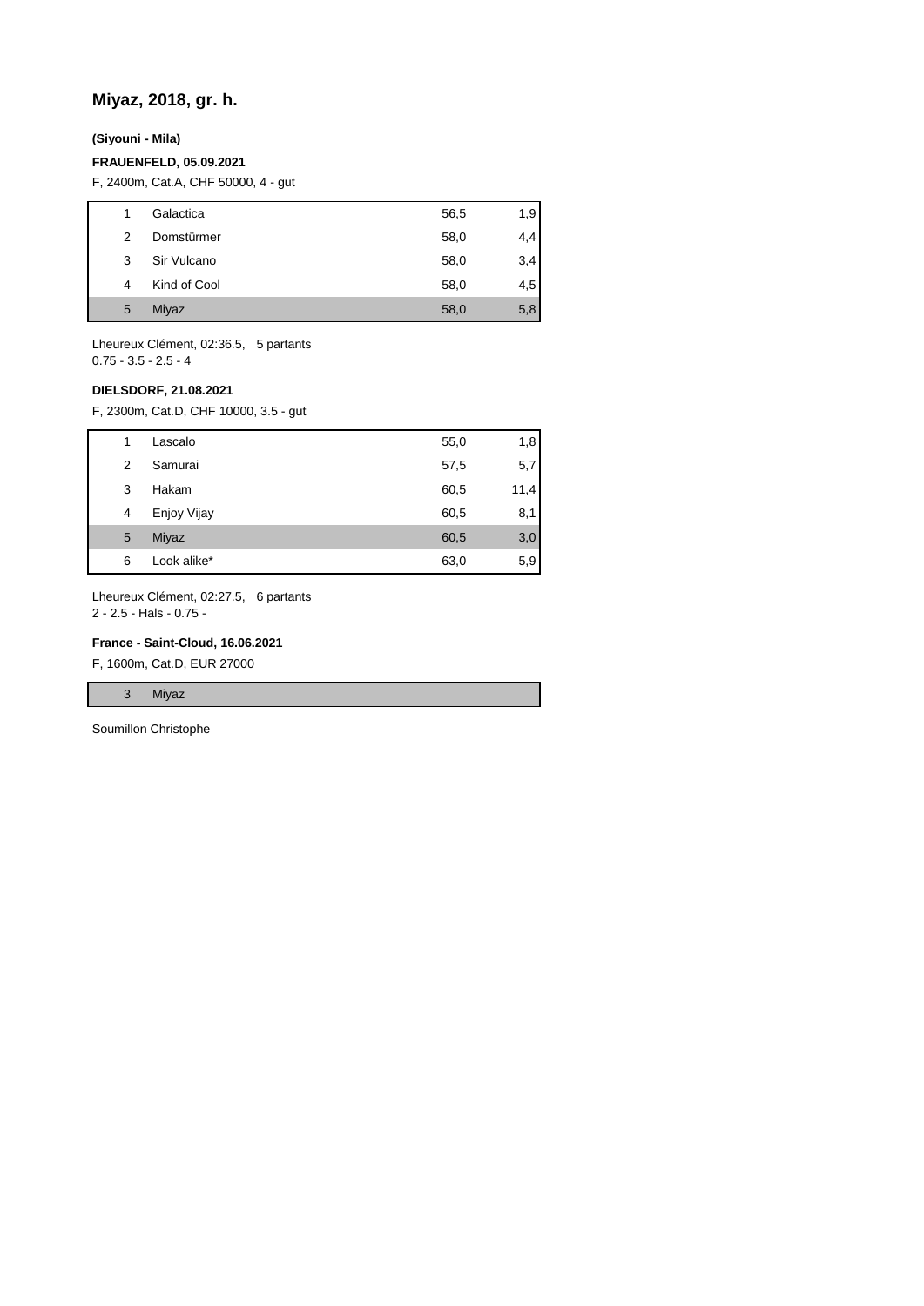# Miyaz, 2018, gr. h.

**(Siyouni - Mila)**

**FRAUENFELD, 05.09.2021**

F, 2400m, Cat.A, CHF 50000, 4 - gut

| | | | |
|---|---|---|---|
| 1 | Galactica | 56,5 | 1,9 |
| 2 | Domstürmer | 58,0 | 4,4 |
| 3 | Sir Vulcano | 58,0 | 3,4 |
| 4 | Kind of Cool | 58,0 | 4,5 |
| 5 | Miyaz | 58,0 | 5,8 |

Lheureux Clément, 02:36.5, 5 partants
0.75 - 3.5 - 2.5 - 4

**DIELSDORF, 21.08.2021**

F, 2300m, Cat.D, CHF 10000, 3.5 - gut

| | | | |
|---|---|---|---|
| 1 | Lascalo | 55,0 | 1,8 |
| 2 | Samurai | 57,5 | 5,7 |
| 3 | Hakam | 60,5 | 11,4 |
| 4 | Enjoy Vijay | 60,5 | 8,1 |
| 5 | Miyaz | 60,5 | 3,0 |
| 6 | Look alike* | 63,0 | 5,9 |

Lheureux Clément, 02:27.5, 6 partants
2 - 2.5 - Hals - 0.75 -

**France - Saint-Cloud, 16.06.2021**

F, 1600m, Cat.D, EUR 27000

| | |
|---|---|
| 3 | Miyaz |

Soumillon Christophe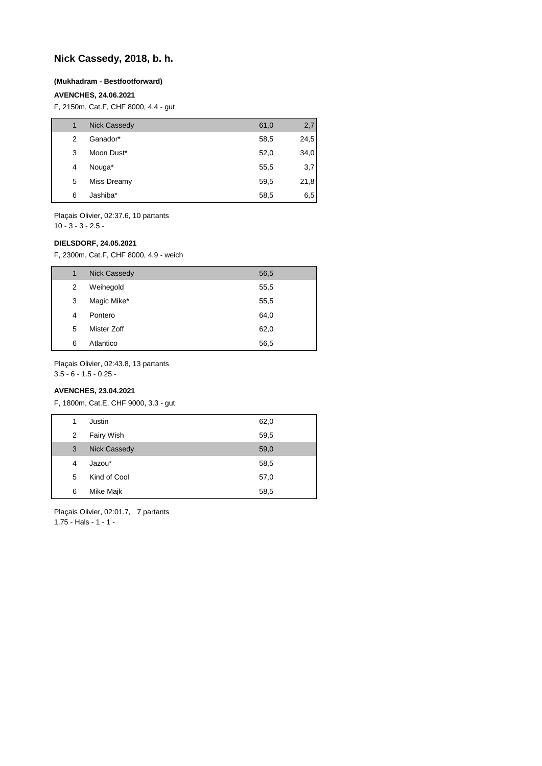# Nick Cassedy, 2018, b. h.

**(Mukhadram - Bestfootforward)**

**AVENCHES, 24.06.2021**

F, 2150m, Cat.F, CHF 8000, 4.4 - gut

| | | | |
|---|---|---|---|
| 1 | Nick Cassedy | 61,0 | 2,7 |
| 2 | Ganador* | 58,5 | 24,5 |
| 3 | Moon Dust* | 52,0 | 34,0 |
| 4 | Nouga* | 55,5 | 3,7 |
| 5 | Miss Dreamy | 59,5 | 21,8 |
| 6 | Jashiba* | 58,5 | 6,5 |

Plaçais Olivier, 02:37.6, 10 partants
10 - 3 - 3 - 2.5 -

**DIELSDORF, 24.05.2021**

F, 2300m, Cat.F, CHF 8000, 4.9 - weich

| | | |
|---|---|---|
| 1 | Nick Cassedy | 56,5 |
| 2 | Weihegold | 55,5 |
| 3 | Magic Mike* | 55,5 |
| 4 | Pontero | 64,0 |
| 5 | Mister Zoff | 62,0 |
| 6 | Atlantico | 56,5 |

Plaçais Olivier, 02:43.8, 13 partants
3.5 - 6 - 1.5 - 0.25 -

**AVENCHES, 23.04.2021**

F, 1800m, Cat.E, CHF 9000, 3.3 - gut

| | | |
|---|---|---|
| 1 | Justin | 62,0 |
| 2 | Fairy Wish | 59,5 |
| 3 | Nick Cassedy | 59,0 |
| 4 | Jazou* | 58,5 |
| 5 | Kind of Cool | 57,0 |
| 6 | Mike Majk | 58,5 |

Plaçais Olivier, 02:01.7, 7 partants
1.75 - Hals - 1 - 1 -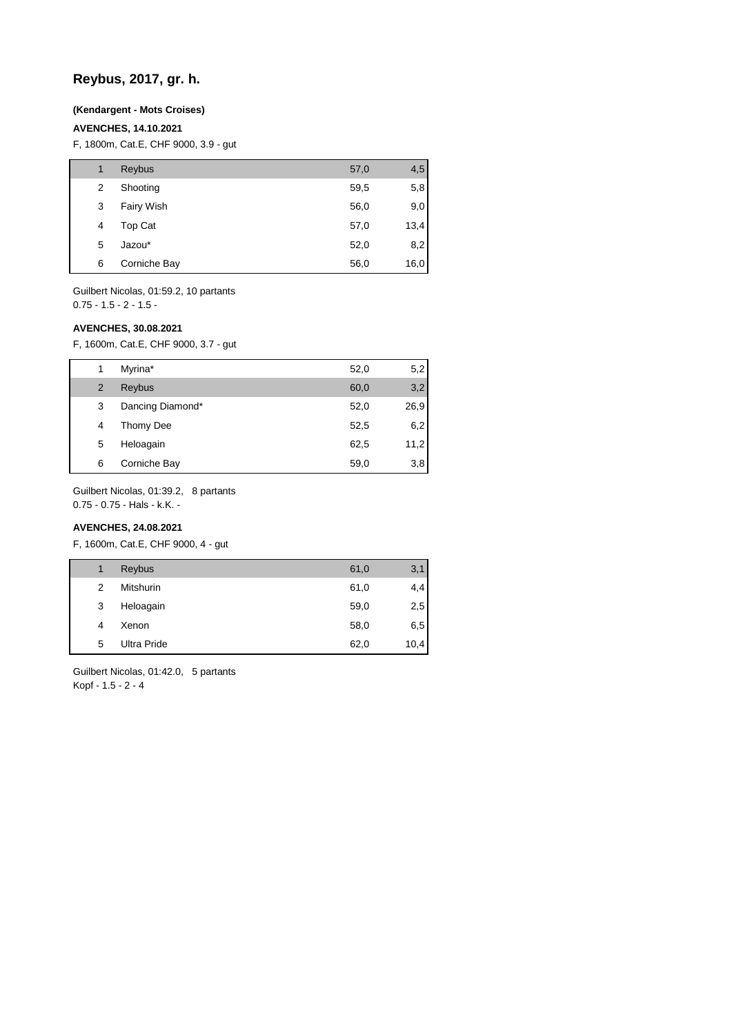## Reybus, 2017, gr. h.

**(Kendargent - Mots Croises)**

**AVENCHES, 14.10.2021**

F, 1800m, Cat.E, CHF 9000, 3.9 - gut

| | | | |
|---|---|---|---|
| 1 | Reybus | 57,0 | 4,5 |
| 2 | Shooting | 59,5 | 5,8 |
| 3 | Fairy Wish | 56,0 | 9,0 |
| 4 | Top Cat | 57,0 | 13,4 |
| 5 | Jazou* | 52,0 | 8,2 |
| 6 | Corniche Bay | 56,0 | 16,0 |

Guilbert Nicolas, 01:59.2, 10 partants
0.75 - 1.5 - 2 - 1.5 -

**AVENCHES, 30.08.2021**

F, 1600m, Cat.E, CHF 9000, 3.7 - gut

| | | | |
|---|---|---|---|
| 1 | Myrina* | 52,0 | 5,2 |
| 2 | Reybus | 60,0 | 3,2 |
| 3 | Dancing Diamond* | 52,0 | 26,9 |
| 4 | Thomy Dee | 52,5 | 6,2 |
| 5 | Heloagain | 62,5 | 11,2 |
| 6 | Corniche Bay | 59,0 | 3,8 |

Guilbert Nicolas, 01:39.2, 8 partants
0.75 - 0.75 - Hals - k.K. -

**AVENCHES, 24.08.2021**

F, 1600m, Cat.E, CHF 9000, 4 - gut

| | | | |
|---|---|---|---|
| 1 | Reybus | 61,0 | 3,1 |
| 2 | Mitshurin | 61,0 | 4,4 |
| 3 | Heloagain | 59,0 | 2,5 |
| 4 | Xenon | 58,0 | 6,5 |
| 5 | Ultra Pride | 62,0 | 10,4 |

Guilbert Nicolas, 01:42.0, 5 partants
Kopf - 1.5 - 2 - 4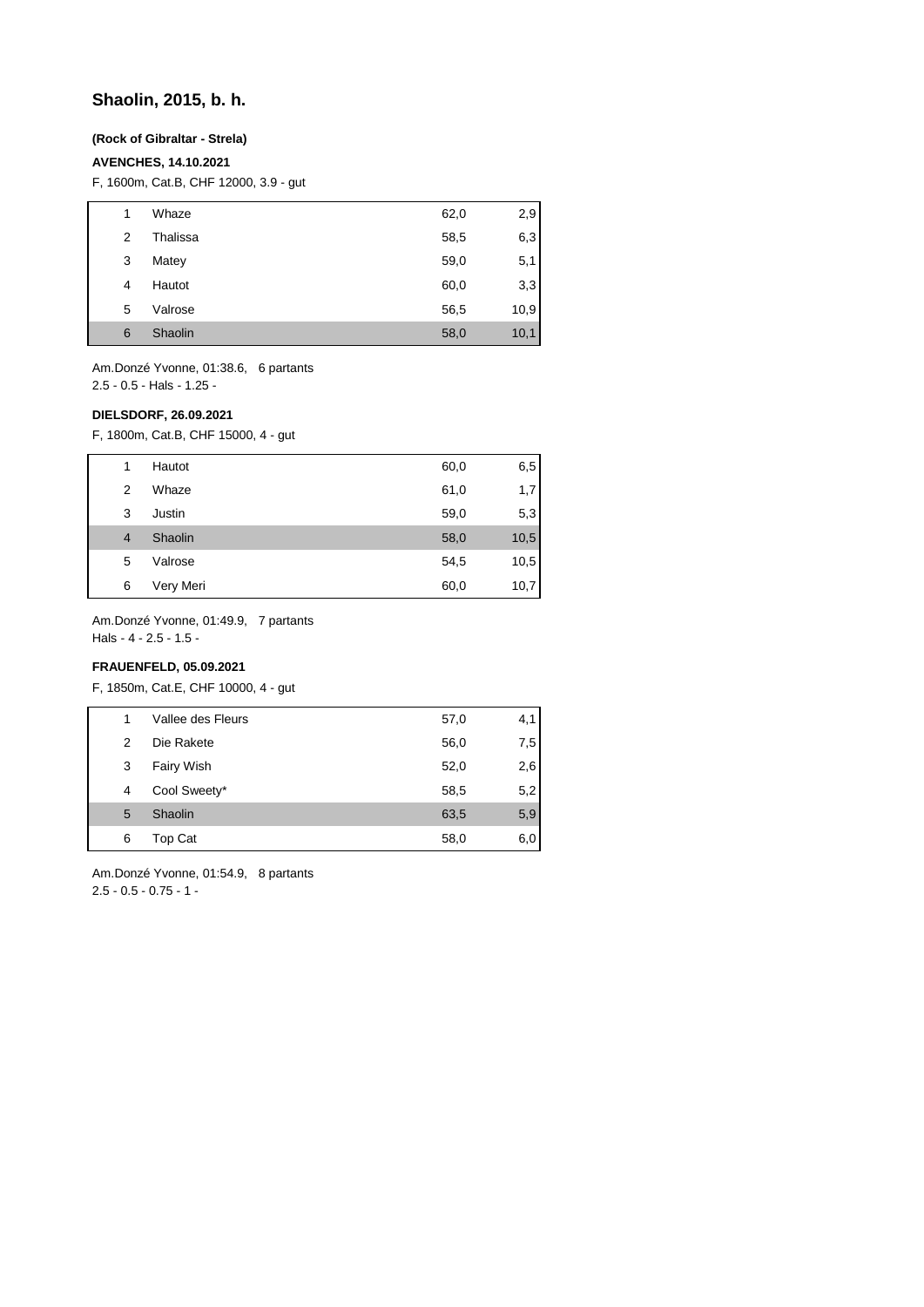## Shaolin, 2015, b. h.

**(Rock of Gibraltar - Strela)**

**AVENCHES, 14.10.2021**

F, 1600m, Cat.B, CHF 12000, 3.9 - gut

| | | | |
|---|---|---|---|
| 1 | Whaze | 62,0 | 2,9 |
| 2 | Thalissa | 58,5 | 6,3 |
| 3 | Matey | 59,0 | 5,1 |
| 4 | Hautot | 60,0 | 3,3 |
| 5 | Valrose | 56,5 | 10,9 |
| 6 | Shaolin | 58,0 | 10,1 |

Am.Donzé Yvonne, 01:38.6, 6 partants
2.5 - 0.5 - Hals - 1.25 -

**DIELSDORF, 26.09.2021**

F, 1800m, Cat.B, CHF 15000, 4 - gut

| | | | |
|---|---|---|---|
| 1 | Hautot | 60,0 | 6,5 |
| 2 | Whaze | 61,0 | 1,7 |
| 3 | Justin | 59,0 | 5,3 |
| 4 | Shaolin | 58,0 | 10,5 |
| 5 | Valrose | 54,5 | 10,5 |
| 6 | Very Meri | 60,0 | 10,7 |

Am.Donzé Yvonne, 01:49.9, 7 partants
Hals - 4 - 2.5 - 1.5 -

**FRAUENFELD, 05.09.2021**

F, 1850m, Cat.E, CHF 10000, 4 - gut

| | | | |
|---|---|---|---|
| 1 | Vallee des Fleurs | 57,0 | 4,1 |
| 2 | Die Rakete | 56,0 | 7,5 |
| 3 | Fairy Wish | 52,0 | 2,6 |
| 4 | Cool Sweety* | 58,5 | 5,2 |
| 5 | Shaolin | 63,5 | 5,9 |
| 6 | Top Cat | 58,0 | 6,0 |

Am.Donzé Yvonne, 01:54.9, 8 partants
2.5 - 0.5 - 0.75 - 1 -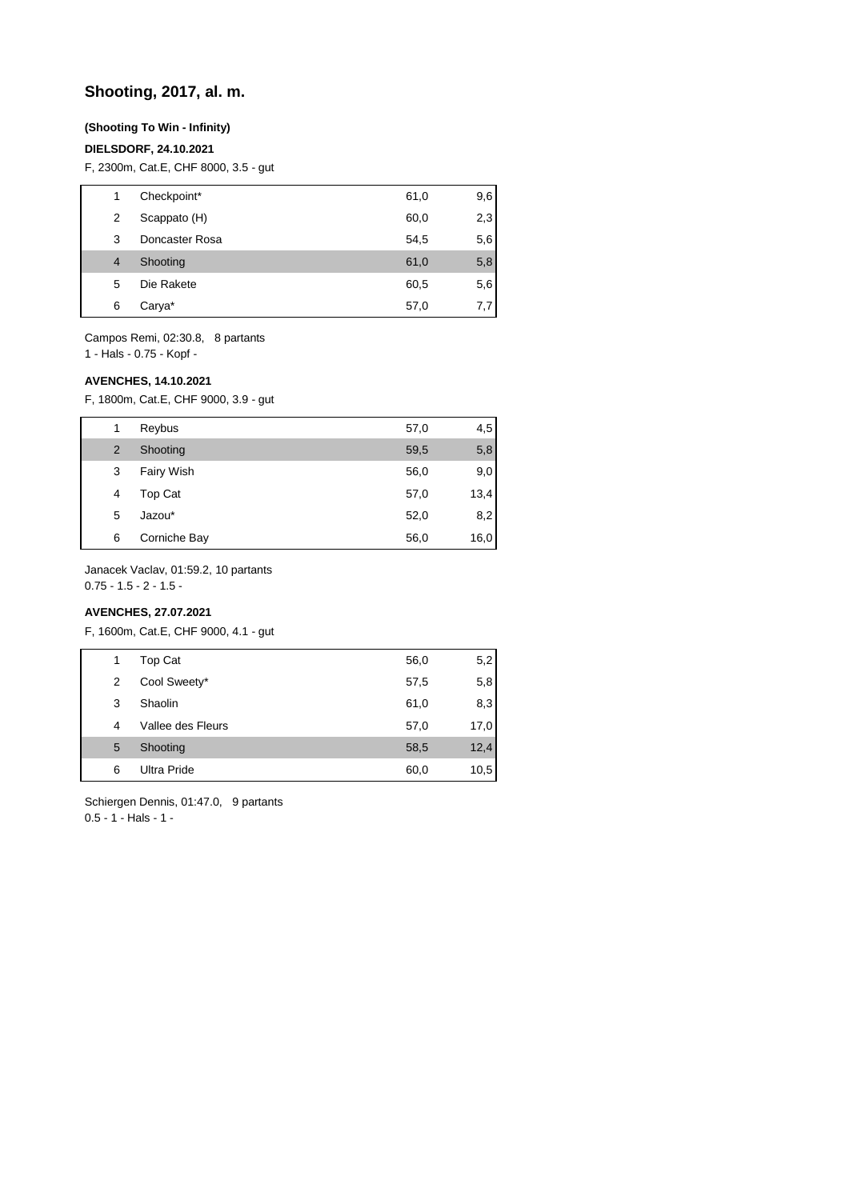## Shooting, 2017, al. m.

**(Shooting To Win - Infinity)**

**DIELSDORF, 24.10.2021**

F, 2300m, Cat.E, CHF 8000, 3.5 - gut

| | | | |
|---|---|---|---|
| 1 | Checkpoint* | 61,0 | 9,6 |
| 2 | Scappato (H) | 60,0 | 2,3 |
| 3 | Doncaster Rosa | 54,5 | 5,6 |
| 4 | Shooting | 61,0 | 5,8 |
| 5 | Die Rakete | 60,5 | 5,6 |
| 6 | Carya* | 57,0 | 7,7 |

Campos Remi, 02:30.8, 8 partants
1 - Hals - 0.75 - Kopf -

**AVENCHES, 14.10.2021**

F, 1800m, Cat.E, CHF 9000, 3.9 - gut

| | | | |
|---|---|---|---|
| 1 | Reybus | 57,0 | 4,5 |
| 2 | Shooting | 59,5 | 5,8 |
| 3 | Fairy Wish | 56,0 | 9,0 |
| 4 | Top Cat | 57,0 | 13,4 |
| 5 | Jazou* | 52,0 | 8,2 |
| 6 | Corniche Bay | 56,0 | 16,0 |

Janacek Vaclav, 01:59.2, 10 partants
0.75 - 1.5 - 2 - 1.5 -

**AVENCHES, 27.07.2021**

F, 1600m, Cat.E, CHF 9000, 4.1 - gut

| | | | |
|---|---|---|---|
| 1 | Top Cat | 56,0 | 5,2 |
| 2 | Cool Sweety* | 57,5 | 5,8 |
| 3 | Shaolin | 61,0 | 8,3 |
| 4 | Vallee des Fleurs | 57,0 | 17,0 |
| 5 | Shooting | 58,5 | 12,4 |
| 6 | Ultra Pride | 60,0 | 10,5 |

Schiergen Dennis, 01:47.0, 9 partants
0.5 - 1 - Hals - 1 -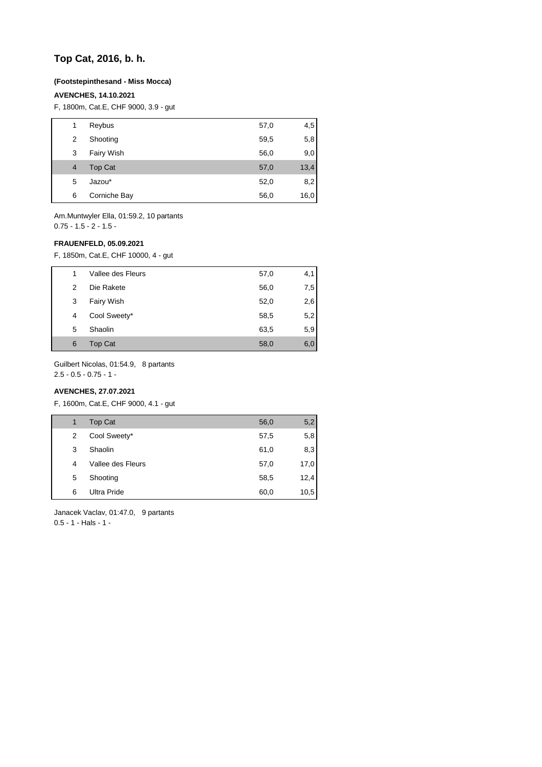## Top Cat, 2016, b. h.

**(Footstepinthesand - Miss Mocca)**

**AVENCHES, 14.10.2021**

F, 1800m, Cat.E, CHF 9000, 3.9 - gut

| | | | |
|---|---|---|---|
| 1 | Reybus | 57,0 | 4,5 |
| 2 | Shooting | 59,5 | 5,8 |
| 3 | Fairy Wish | 56,0 | 9,0 |
| 4 | Top Cat | 57,0 | 13,4 |
| 5 | Jazou* | 52,0 | 8,2 |
| 6 | Corniche Bay | 56,0 | 16,0 |

Am.Muntwyler Ella, 01:59.2, 10 partants
0.75 - 1.5 - 2 - 1.5 -

**FRAUENFELD, 05.09.2021**

F, 1850m, Cat.E, CHF 10000, 4 - gut

| | | | |
|---|---|---|---|
| 1 | Vallee des Fleurs | 57,0 | 4,1 |
| 2 | Die Rakete | 56,0 | 7,5 |
| 3 | Fairy Wish | 52,0 | 2,6 |
| 4 | Cool Sweety* | 58,5 | 5,2 |
| 5 | Shaolin | 63,5 | 5,9 |
| 6 | Top Cat | 58,0 | 6,0 |

Guilbert Nicolas, 01:54.9, 8 partants
2.5 - 0.5 - 0.75 - 1 -

**AVENCHES, 27.07.2021**

F, 1600m, Cat.E, CHF 9000, 4.1 - gut

| | | | |
|---|---|---|---|
| 1 | Top Cat | 56,0 | 5,2 |
| 2 | Cool Sweety* | 57,5 | 5,8 |
| 3 | Shaolin | 61,0 | 8,3 |
| 4 | Vallee des Fleurs | 57,0 | 17,0 |
| 5 | Shooting | 58,5 | 12,4 |
| 6 | Ultra Pride | 60,0 | 10,5 |

Janacek Vaclav, 01:47.0, 9 partants
0.5 - 1 - Hals - 1 -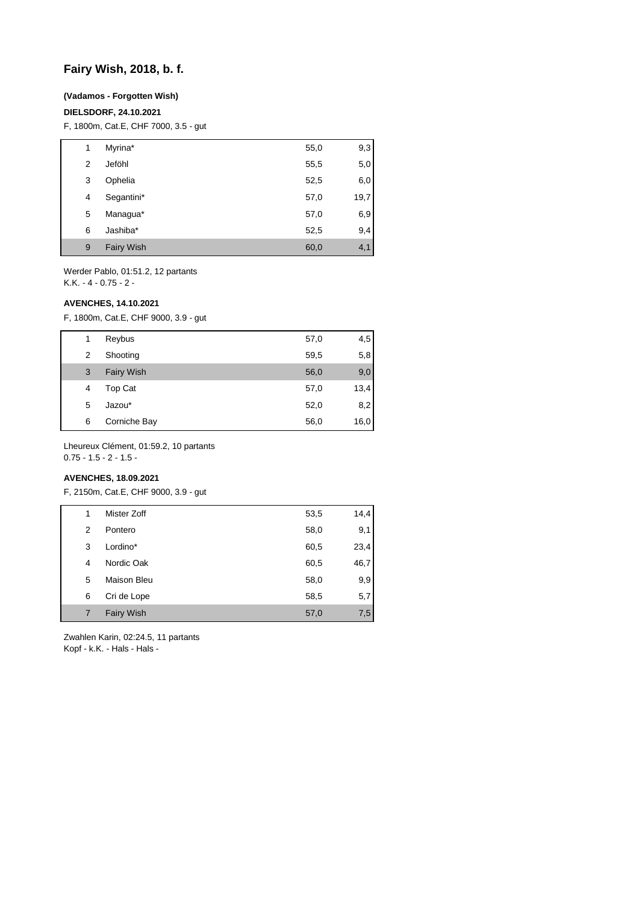# Fairy Wish, 2018, b. f.

**(Vadamos - Forgotten Wish)**

**DIELSDORF, 24.10.2021**

F, 1800m, Cat.E, CHF 7000, 3.5 - gut

| | | | |
|---|---|---|---|
| 1 | Myrina* | 55,0 | 9,3 |
| 2 | Jeföhl | 55,5 | 5,0 |
| 3 | Ophelia | 52,5 | 6,0 |
| 4 | Segantini* | 57,0 | 19,7 |
| 5 | Managua* | 57,0 | 6,9 |
| 6 | Jashiba* | 52,5 | 9,4 |
| 9 | Fairy Wish | 60,0 | 4,1 |

Werder Pablo, 01:51.2, 12 partants
K.K. - 4 - 0.75 - 2 -

**AVENCHES, 14.10.2021**

F, 1800m, Cat.E, CHF 9000, 3.9 - gut

| | | | |
|---|---|---|---|
| 1 | Reybus | 57,0 | 4,5 |
| 2 | Shooting | 59,5 | 5,8 |
| 3 | Fairy Wish | 56,0 | 9,0 |
| 4 | Top Cat | 57,0 | 13,4 |
| 5 | Jazou* | 52,0 | 8,2 |
| 6 | Corniche Bay | 56,0 | 16,0 |

Lheureux Clément, 01:59.2, 10 partants
0.75 - 1.5 - 2 - 1.5 -

**AVENCHES, 18.09.2021**

F, 2150m, Cat.E, CHF 9000, 3.9 - gut

| | | | |
|---|---|---|---|
| 1 | Mister Zoff | 53,5 | 14,4 |
| 2 | Pontero | 58,0 | 9,1 |
| 3 | Lordino* | 60,5 | 23,4 |
| 4 | Nordic Oak | 60,5 | 46,7 |
| 5 | Maison Bleu | 58,0 | 9,9 |
| 6 | Cri de Lope | 58,5 | 5,7 |
| 7 | Fairy Wish | 57,0 | 7,5 |

Zwahlen Karin, 02:24.5, 11 partants
Kopf - k.K. - Hals - Hals -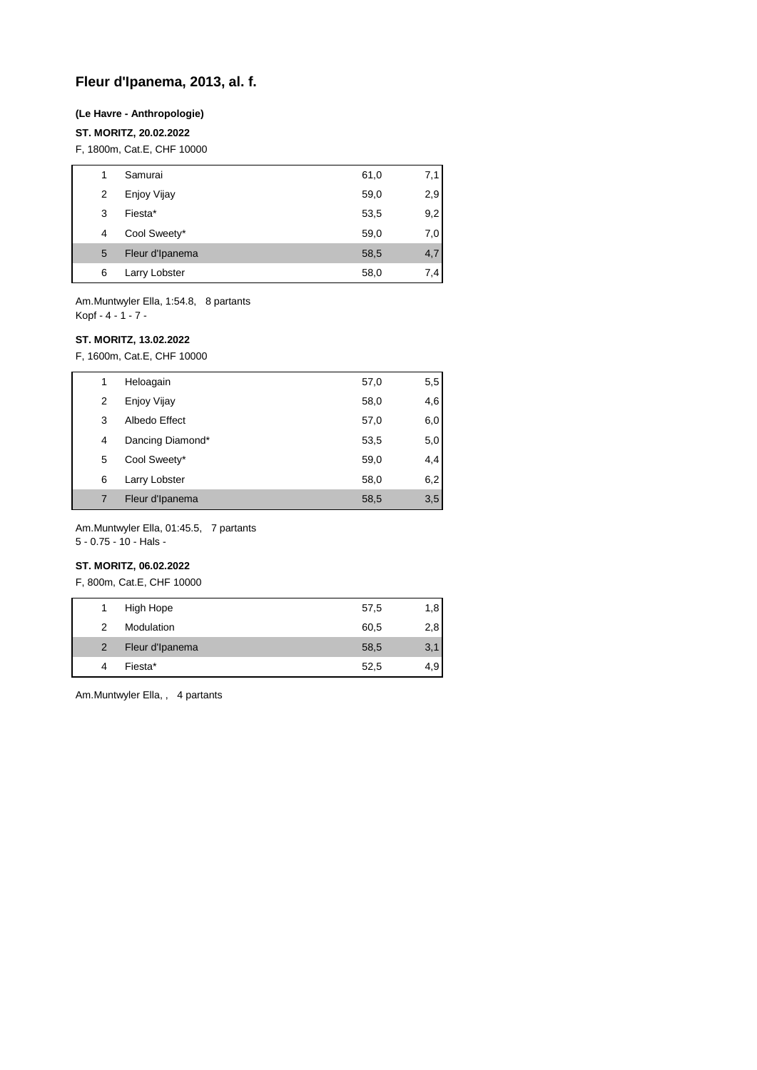# Fleur d'Ipanema, 2013, al. f.

**(Le Havre - Anthropologie)**

**ST. MORITZ, 20.02.2022**

F, 1800m, Cat.E, CHF 10000

| | | | |
|---|---|---|---|
| 1 | Samurai | 61,0 | 7,1 |
| 2 | Enjoy Vijay | 59,0 | 2,9 |
| 3 | Fiesta* | 53,5 | 9,2 |
| 4 | Cool Sweety* | 59,0 | 7,0 |
| 5 | Fleur d'Ipanema | 58,5 | 4,7 |
| 6 | Larry Lobster | 58,0 | 7,4 |

Am.Muntwyler Ella, 1:54.8, 8 partants
Kopf - 4 - 1 - 7 -

**ST. MORITZ, 13.02.2022**

F, 1600m, Cat.E, CHF 10000

| | | | |
|---|---|---|---|
| 1 | Heloagain | 57,0 | 5,5 |
| 2 | Enjoy Vijay | 58,0 | 4,6 |
| 3 | Albedo Effect | 57,0 | 6,0 |
| 4 | Dancing Diamond* | 53,5 | 5,0 |
| 5 | Cool Sweety* | 59,0 | 4,4 |
| 6 | Larry Lobster | 58,0 | 6,2 |
| 7 | Fleur d'Ipanema | 58,5 | 3,5 |

Am.Muntwyler Ella, 01:45.5, 7 partants
5 - 0.75 - 10 - Hals -

**ST. MORITZ, 06.02.2022**

F, 800m, Cat.E, CHF 10000

| | | | |
|---|---|---|---|
| 1 | High Hope | 57,5 | 1,8 |
| 2 | Modulation | 60,5 | 2,8 |
| 2 | Fleur d'Ipanema | 58,5 | 3,1 |
| 4 | Fiesta* | 52,5 | 4,9 |

Am.Muntwyler Ella, , 4 partants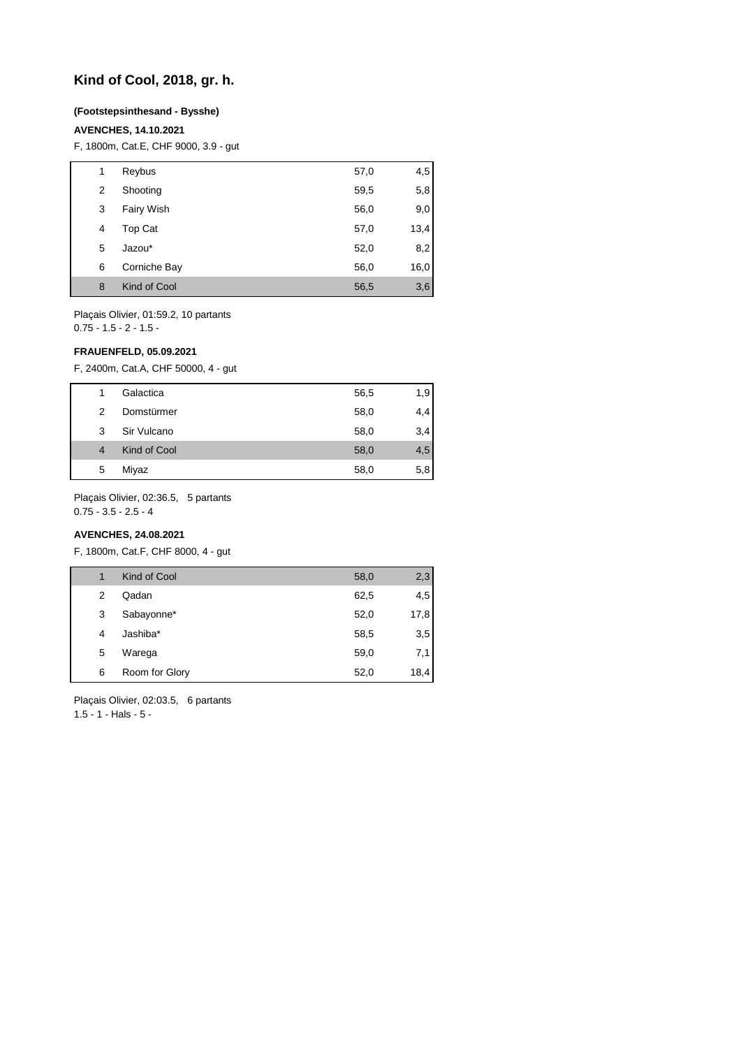# Kind of Cool, 2018, gr. h.

**(Footstepsinthesand - Bysshe)**

**AVENCHES, 14.10.2021**

F, 1800m, Cat.E, CHF 9000, 3.9 - gut

| | | | |
|---|---|---|---|
| 1 | Reybus | 57,0 | 4,5 |
| 2 | Shooting | 59,5 | 5,8 |
| 3 | Fairy Wish | 56,0 | 9,0 |
| 4 | Top Cat | 57,0 | 13,4 |
| 5 | Jazou* | 52,0 | 8,2 |
| 6 | Corniche Bay | 56,0 | 16,0 |
| 8 | Kind of Cool | 56,5 | 3,6 |

Plaçais Olivier, 01:59.2, 10 partants
0.75 - 1.5 - 2 - 1.5 -

**FRAUENFELD, 05.09.2021**

F, 2400m, Cat.A, CHF 50000, 4 - gut

| | | | |
|---|---|---|---|
| 1 | Galactica | 56,5 | 1,9 |
| 2 | Domstürmer | 58,0 | 4,4 |
| 3 | Sir Vulcano | 58,0 | 3,4 |
| 4 | Kind of Cool | 58,0 | 4,5 |
| 5 | Miyaz | 58,0 | 5,8 |

Plaçais Olivier, 02:36.5, 5 partants
0.75 - 3.5 - 2.5 - 4

**AVENCHES, 24.08.2021**

F, 1800m, Cat.F, CHF 8000, 4 - gut

| | | | |
|---|---|---|---|
| 1 | Kind of Cool | 58,0 | 2,3 |
| 2 | Qadan | 62,5 | 4,5 |
| 3 | Sabayonne* | 52,0 | 17,8 |
| 4 | Jashiba* | 58,5 | 3,5 |
| 5 | Warega | 59,0 | 7,1 |
| 6 | Room for Glory | 52,0 | 18,4 |

Plaçais Olivier, 02:03.5, 6 partants
1.5 - 1 - Hals - 5 -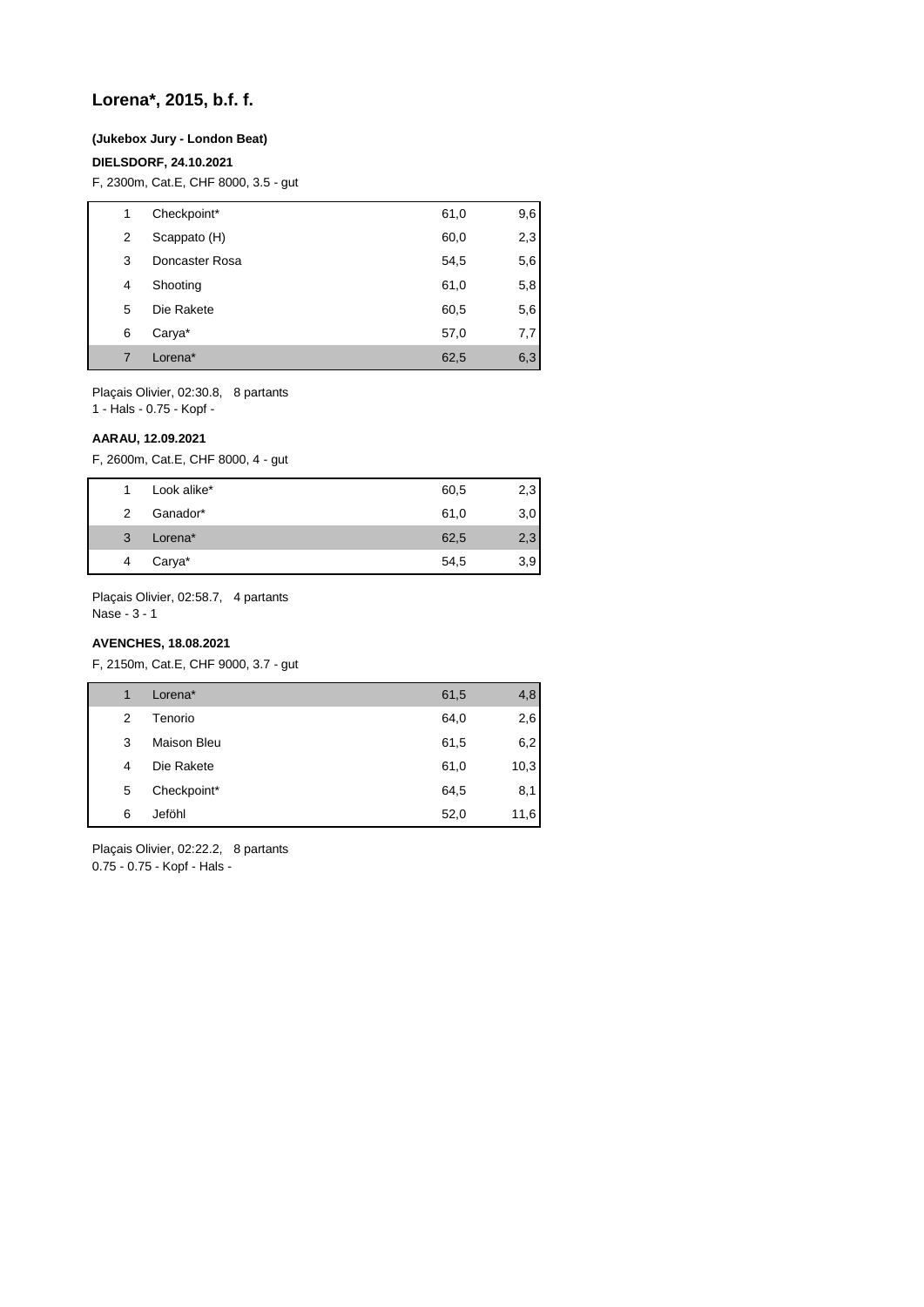## Lorena*, 2015, b.f. f.

**(Jukebox Jury - London Beat)**

**DIELSDORF, 24.10.2021**

F, 2300m, Cat.E, CHF 8000, 3.5 - gut

| | | | |
|---|---|---|---|
| 1 | Checkpoint* | 61,0 | 9,6 |
| 2 | Scappato (H) | 60,0 | 2,3 |
| 3 | Doncaster Rosa | 54,5 | 5,6 |
| 4 | Shooting | 61,0 | 5,8 |
| 5 | Die Rakete | 60,5 | 5,6 |
| 6 | Carya* | 57,0 | 7,7 |
| 7 | Lorena* | 62,5 | 6,3 |

Plaçais Olivier, 02:30.8, 8 partants
1 - Hals - 0.75 - Kopf -

**AARAU, 12.09.2021**

F, 2600m, Cat.E, CHF 8000, 4 - gut

| | | | |
|---|---|---|---|
| 1 | Look alike* | 60,5 | 2,3 |
| 2 | Ganador* | 61,0 | 3,0 |
| 3 | Lorena* | 62,5 | 2,3 |
| 4 | Carya* | 54,5 | 3,9 |

Plaçais Olivier, 02:58.7, 4 partants
Nase - 3 - 1

**AVENCHES, 18.08.2021**

F, 2150m, Cat.E, CHF 9000, 3.7 - gut

| | | | |
|---|---|---|---|
| 1 | Lorena* | 61,5 | 4,8 |
| 2 | Tenorio | 64,0 | 2,6 |
| 3 | Maison Bleu | 61,5 | 6,2 |
| 4 | Die Rakete | 61,0 | 10,3 |
| 5 | Checkpoint* | 64,5 | 8,1 |
| 6 | Jeföhl | 52,0 | 11,6 |

Plaçais Olivier, 02:22.2, 8 partants
0.75 - 0.75 - Kopf - Hals -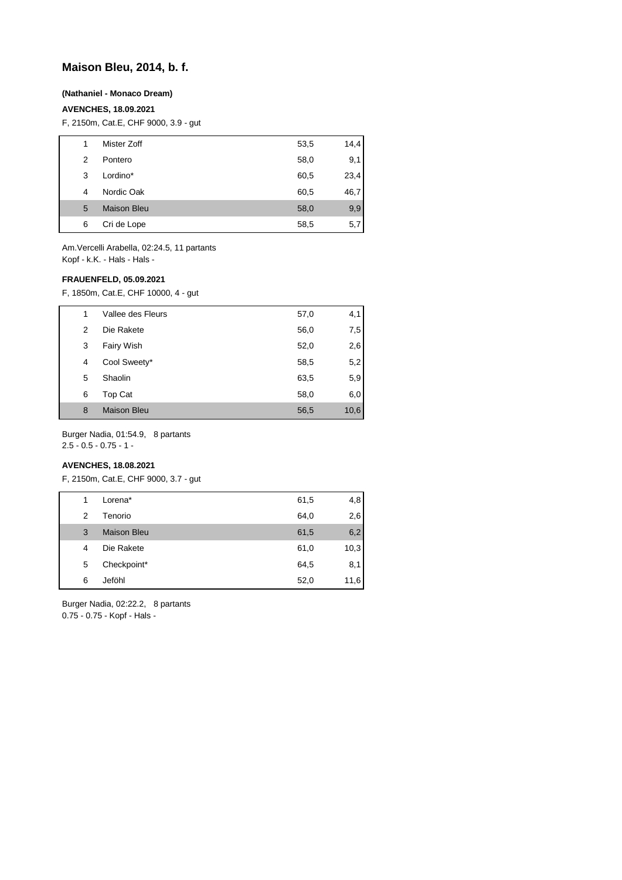## Maison Bleu, 2014, b. f.

**(Nathaniel - Monaco Dream)**

**AVENCHES, 18.09.2021**

F, 2150m, Cat.E, CHF 9000, 3.9 - gut

| | | | |
|---|---|---|---|
| 1 | Mister Zoff | 53,5 | 14,4 |
| 2 | Pontero | 58,0 | 9,1 |
| 3 | Lordino* | 60,5 | 23,4 |
| 4 | Nordic Oak | 60,5 | 46,7 |
| 5 | Maison Bleu | 58,0 | 9,9 |
| 6 | Cri de Lope | 58,5 | 5,7 |

Am.Vercelli Arabella, 02:24.5, 11 partants
Kopf - k.K. - Hals - Hals -

**FRAUENFELD, 05.09.2021**

F, 1850m, Cat.E, CHF 10000, 4 - gut

| | | | |
|---|---|---|---|
| 1 | Vallee des Fleurs | 57,0 | 4,1 |
| 2 | Die Rakete | 56,0 | 7,5 |
| 3 | Fairy Wish | 52,0 | 2,6 |
| 4 | Cool Sweety* | 58,5 | 5,2 |
| 5 | Shaolin | 63,5 | 5,9 |
| 6 | Top Cat | 58,0 | 6,0 |
| 8 | Maison Bleu | 56,5 | 10,6 |

Burger Nadia, 01:54.9, 8 partants
2.5 - 0.5 - 0.75 - 1 -

**AVENCHES, 18.08.2021**

F, 2150m, Cat.E, CHF 9000, 3.7 - gut

| | | | |
|---|---|---|---|
| 1 | Lorena* | 61,5 | 4,8 |
| 2 | Tenorio | 64,0 | 2,6 |
| 3 | Maison Bleu | 61,5 | 6,2 |
| 4 | Die Rakete | 61,0 | 10,3 |
| 5 | Checkpoint* | 64,5 | 8,1 |
| 6 | Jeföhl | 52,0 | 11,6 |

Burger Nadia, 02:22.2, 8 partants
0.75 - 0.75 - Kopf - Hals -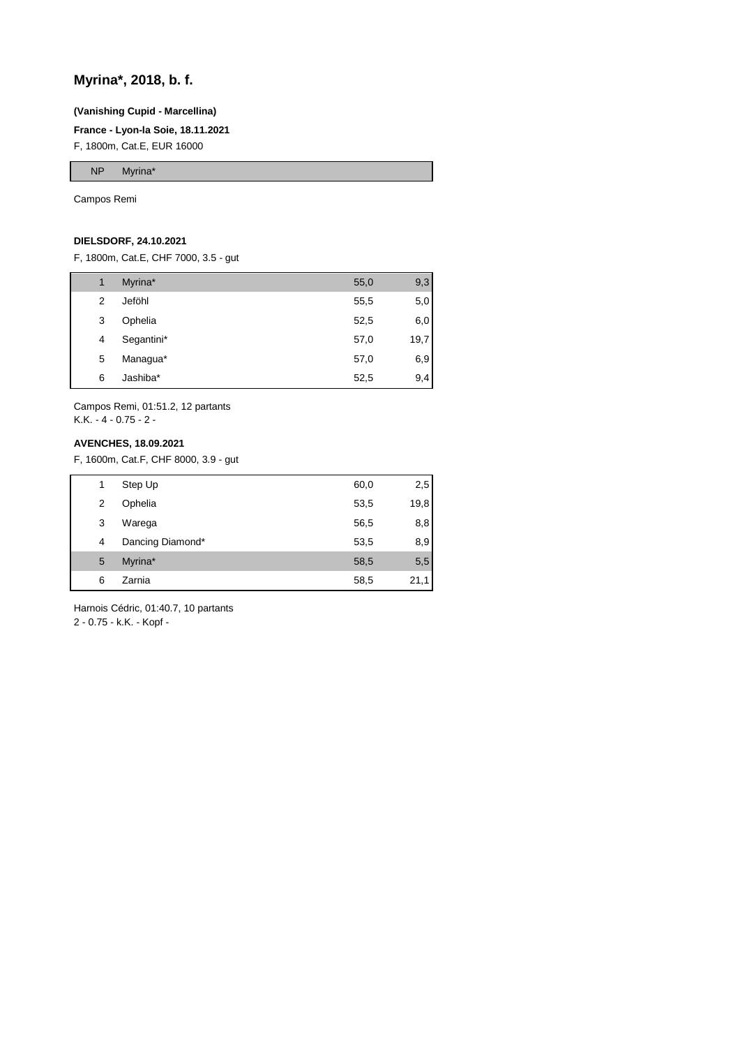## Myrina*, 2018, b. f.

**(Vanishing Cupid - Marcellina)**

**France - Lyon-la Soie, 18.11.2021**

F, 1800m, Cat.E, EUR 16000

| NP | Myrina* |
|---|---|

Campos Remi

**DIELSDORF, 24.10.2021**

F, 1800m, Cat.E, CHF 7000, 3.5 - gut

| | | | |
|---|---|---|---|
| 1 | Myrina* | 55,0 | 9,3 |
| 2 | Jeföhl | 55,5 | 5,0 |
| 3 | Ophelia | 52,5 | 6,0 |
| 4 | Segantini* | 57,0 | 19,7 |
| 5 | Managua* | 57,0 | 6,9 |
| 6 | Jashiba* | 52,5 | 9,4 |

Campos Remi, 01:51.2, 12 partants
K.K. - 4 - 0.75 - 2 -

**AVENCHES, 18.09.2021**

F, 1600m, Cat.F, CHF 8000, 3.9 - gut

| | | | |
|---|---|---|---|
| 1 | Step Up | 60,0 | 2,5 |
| 2 | Ophelia | 53,5 | 19,8 |
| 3 | Warega | 56,5 | 8,8 |
| 4 | Dancing Diamond* | 53,5 | 8,9 |
| 5 | Myrina* | 58,5 | 5,5 |
| 6 | Zarnia | 58,5 | 21,1 |

Harnois Cédric, 01:40.7, 10 partants
2 - 0.75 - k.K. - Kopf -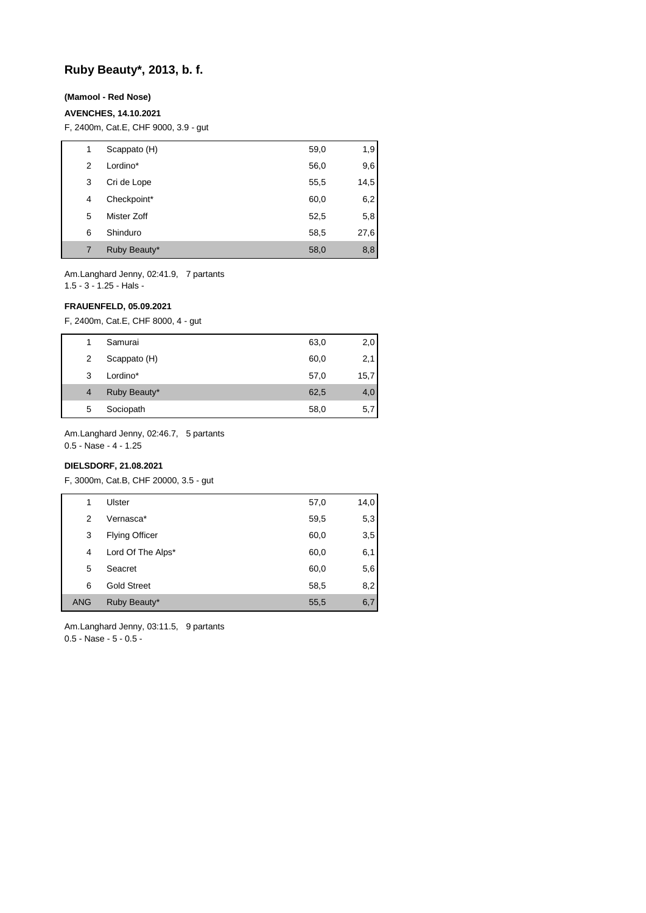## Ruby Beauty*, 2013, b. f.

**(Mamool - Red Nose)**

**AVENCHES, 14.10.2021**

F, 2400m, Cat.E, CHF 9000, 3.9 - gut

| | | | |
|---|---|---|---|
| 1 | Scappato (H) | 59,0 | 1,9 |
| 2 | Lordino* | 56,0 | 9,6 |
| 3 | Cri de Lope | 55,5 | 14,5 |
| 4 | Checkpoint* | 60,0 | 6,2 |
| 5 | Mister Zoff | 52,5 | 5,8 |
| 6 | Shinduro | 58,5 | 27,6 |
| 7 | Ruby Beauty* | 58,0 | 8,8 |

Am.Langhard Jenny, 02:41.9, 7 partants
1.5 - 3 - 1.25 - Hals -

**FRAUENFELD, 05.09.2021**

F, 2400m, Cat.E, CHF 8000, 4 - gut

| | | | |
|---|---|---|---|
| 1 | Samurai | 63,0 | 2,0 |
| 2 | Scappato (H) | 60,0 | 2,1 |
| 3 | Lordino* | 57,0 | 15,7 |
| 4 | Ruby Beauty* | 62,5 | 4,0 |
| 5 | Sociopath | 58,0 | 5,7 |

Am.Langhard Jenny, 02:46.7, 5 partants
0.5 - Nase - 4 - 1.25

**DIELSDORF, 21.08.2021**

F, 3000m, Cat.B, CHF 20000, 3.5 - gut

| | | | |
|---|---|---|---|
| 1 | Ulster | 57,0 | 14,0 |
| 2 | Vernasca* | 59,5 | 5,3 |
| 3 | Flying Officer | 60,0 | 3,5 |
| 4 | Lord Of The Alps* | 60,0 | 6,1 |
| 5 | Seacret | 60,0 | 5,6 |
| 6 | Gold Street | 58,5 | 8,2 |
| ANG | Ruby Beauty* | 55,5 | 6,7 |

Am.Langhard Jenny, 03:11.5, 9 partants
0.5 - Nase - 5 - 0.5 -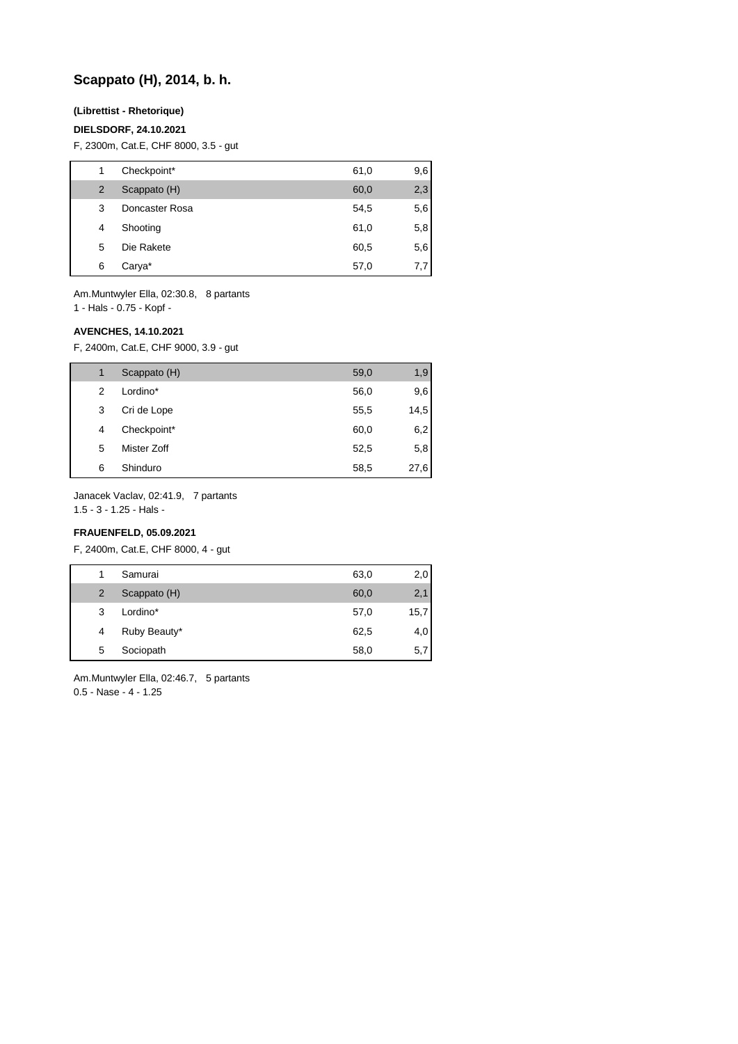## Scappato (H), 2014, b. h.

**(Librettist - Rhetorique)**

**DIELSDORF, 24.10.2021**

F, 2300m, Cat.E, CHF 8000, 3.5 - gut

| | | | |
|---|---|---|---|
| 1 | Checkpoint* | 61,0 | 9,6 |
| 2 | Scappato (H) | 60,0 | 2,3 |
| 3 | Doncaster Rosa | 54,5 | 5,6 |
| 4 | Shooting | 61,0 | 5,8 |
| 5 | Die Rakete | 60,5 | 5,6 |
| 6 | Carya* | 57,0 | 7,7 |

Am.Muntwyler Ella, 02:30.8, 8 partants
1 - Hals - 0.75 - Kopf -

**AVENCHES, 14.10.2021**

F, 2400m, Cat.E, CHF 9000, 3.9 - gut

| | | | |
|---|---|---|---|
| 1 | Scappato (H) | 59,0 | 1,9 |
| 2 | Lordino* | 56,0 | 9,6 |
| 3 | Cri de Lope | 55,5 | 14,5 |
| 4 | Checkpoint* | 60,0 | 6,2 |
| 5 | Mister Zoff | 52,5 | 5,8 |
| 6 | Shinduro | 58,5 | 27,6 |

Janacek Vaclav, 02:41.9, 7 partants
1.5 - 3 - 1.25 - Hals -

**FRAUENFELD, 05.09.2021**

F, 2400m, Cat.E, CHF 8000, 4 - gut

| | | | |
|---|---|---|---|
| 1 | Samurai | 63,0 | 2,0 |
| 2 | Scappato (H) | 60,0 | 2,1 |
| 3 | Lordino* | 57,0 | 15,7 |
| 4 | Ruby Beauty* | 62,5 | 4,0 |
| 5 | Sociopath | 58,0 | 5,7 |

Am.Muntwyler Ella, 02:46.7, 5 partants
0.5 - Nase - 4 - 1.25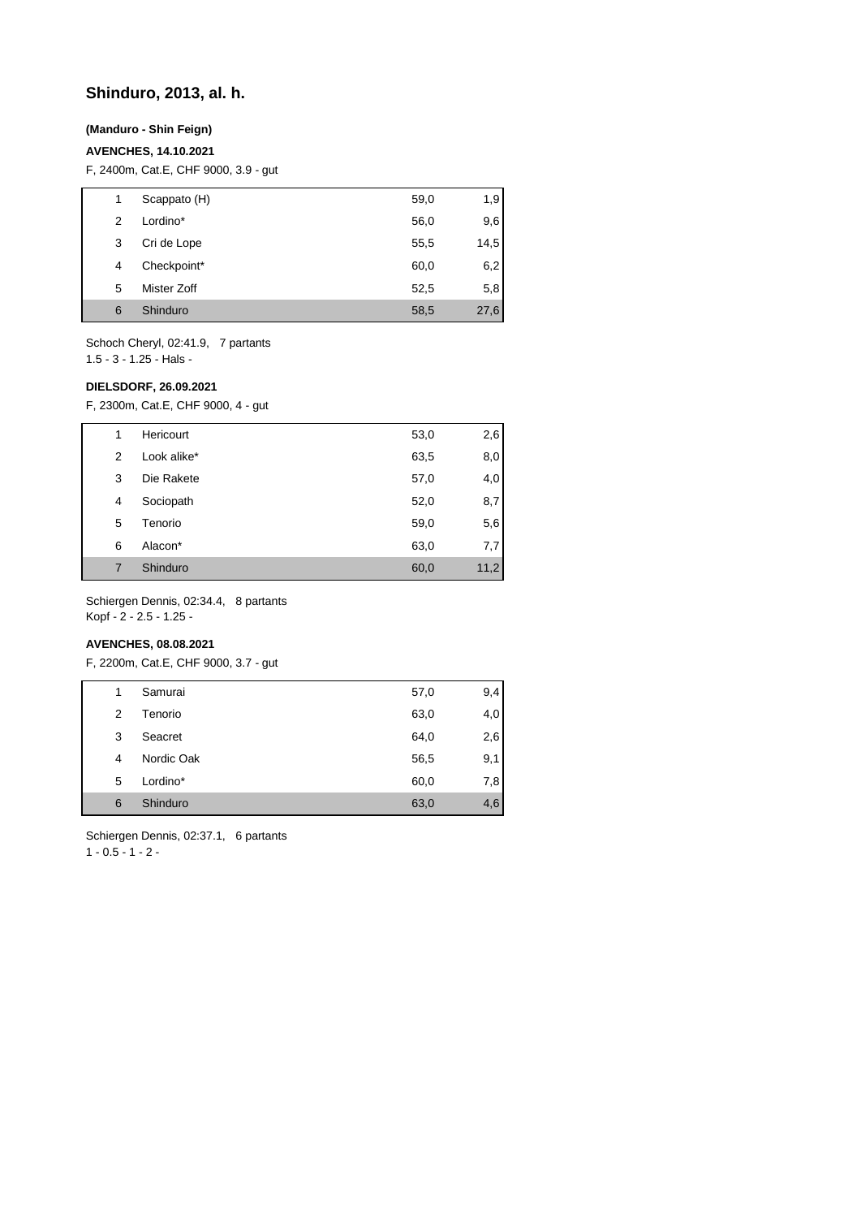## Shinduro, 2013, al. h.

**(Manduro - Shin Feign)**

**AVENCHES, 14.10.2021**

F, 2400m, Cat.E, CHF 9000, 3.9 - gut

| | | | |
|---|---|---|---|
| 1 | Scappato (H) | 59,0 | 1,9 |
| 2 | Lordino* | 56,0 | 9,6 |
| 3 | Cri de Lope | 55,5 | 14,5 |
| 4 | Checkpoint* | 60,0 | 6,2 |
| 5 | Mister Zoff | 52,5 | 5,8 |
| 6 | Shinduro | 58,5 | 27,6 |

Schoch Cheryl, 02:41.9, 7 partants
1.5 - 3 - 1.25 - Hals -

**DIELSDORF, 26.09.2021**

F, 2300m, Cat.E, CHF 9000, 4 - gut

| | | | |
|---|---|---|---|
| 1 | Hericourt | 53,0 | 2,6 |
| 2 | Look alike* | 63,5 | 8,0 |
| 3 | Die Rakete | 57,0 | 4,0 |
| 4 | Sociopath | 52,0 | 8,7 |
| 5 | Tenorio | 59,0 | 5,6 |
| 6 | Alacon* | 63,0 | 7,7 |
| 7 | Shinduro | 60,0 | 11,2 |

Schiergen Dennis, 02:34.4, 8 partants
Kopf - 2 - 2.5 - 1.25 -

**AVENCHES, 08.08.2021**

F, 2200m, Cat.E, CHF 9000, 3.7 - gut

| | | | |
|---|---|---|---|
| 1 | Samurai | 57,0 | 9,4 |
| 2 | Tenorio | 63,0 | 4,0 |
| 3 | Seacret | 64,0 | 2,6 |
| 4 | Nordic Oak | 56,5 | 9,1 |
| 5 | Lordino* | 60,0 | 7,8 |
| 6 | Shinduro | 63,0 | 4,6 |

Schiergen Dennis, 02:37.1, 6 partants
1 - 0.5 - 1 - 2 -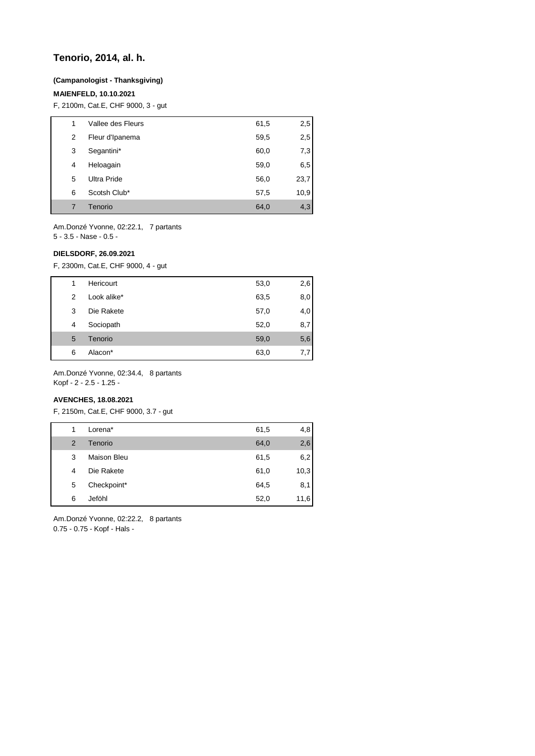## Tenorio, 2014, al. h.

**(Campanologist - Thanksgiving)**

**MAIENFELD, 10.10.2021**

F, 2100m, Cat.E, CHF 9000, 3 - gut

| | | | |
|---|---|---|---|
| 1 | Vallee des Fleurs | 61,5 | 2,5 |
| 2 | Fleur d'Ipanema | 59,5 | 2,5 |
| 3 | Segantini* | 60,0 | 7,3 |
| 4 | Heloagain | 59,0 | 6,5 |
| 5 | Ultra Pride | 56,0 | 23,7 |
| 6 | Scotsh Club* | 57,5 | 10,9 |
| 7 | Tenorio | 64,0 | 4,3 |

Am.Donzé Yvonne, 02:22.1, 7 partants
5 - 3.5 - Nase - 0.5 -

**DIELSDORF, 26.09.2021**

F, 2300m, Cat.E, CHF 9000, 4 - gut

| | | | |
|---|---|---|---|
| 1 | Hericourt | 53,0 | 2,6 |
| 2 | Look alike* | 63,5 | 8,0 |
| 3 | Die Rakete | 57,0 | 4,0 |
| 4 | Sociopath | 52,0 | 8,7 |
| 5 | Tenorio | 59,0 | 5,6 |
| 6 | Alacon* | 63,0 | 7,7 |

Am.Donzé Yvonne, 02:34.4, 8 partants
Kopf - 2 - 2.5 - 1.25 -

**AVENCHES, 18.08.2021**

F, 2150m, Cat.E, CHF 9000, 3.7 - gut

| | | | |
|---|---|---|---|
| 1 | Lorena* | 61,5 | 4,8 |
| 2 | Tenorio | 64,0 | 2,6 |
| 3 | Maison Bleu | 61,5 | 6,2 |
| 4 | Die Rakete | 61,0 | 10,3 |
| 5 | Checkpoint* | 64,5 | 8,1 |
| 6 | Jeföhl | 52,0 | 11,6 |

Am.Donzé Yvonne, 02:22.2, 8 partants
0.75 - 0.75 - Kopf - Hals -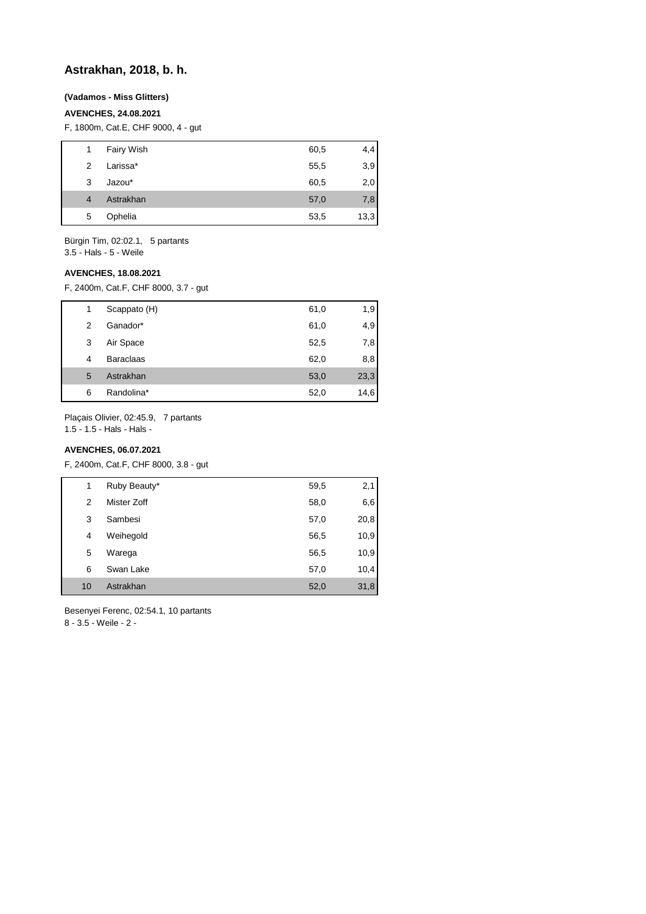# Astrakhan, 2018, b. h.

**(Vadamos - Miss Glitters)**

**AVENCHES, 24.08.2021**

F, 1800m, Cat.E, CHF 9000, 4 - gut

| | | | |
|---|---|---|---|
| 1 | Fairy Wish | 60,5 | 4,4 |
| 2 | Larissa* | 55,5 | 3,9 |
| 3 | Jazou* | 60,5 | 2,0 |
| 4 | Astrakhan | 57,0 | 7,8 |
| 5 | Ophelia | 53,5 | 13,3 |

Bürgin Tim, 02:02.1, 5 partants
3.5 - Hals - 5 - Weile

**AVENCHES, 18.08.2021**

F, 2400m, Cat.F, CHF 8000, 3.7 - gut

| | | | |
|---|---|---|---|
| 1 | Scappato (H) | 61,0 | 1,9 |
| 2 | Ganador* | 61,0 | 4,9 |
| 3 | Air Space | 52,5 | 7,8 |
| 4 | Baraclaas | 62,0 | 8,8 |
| 5 | Astrakhan | 53,0 | 23,3 |
| 6 | Randolina* | 52,0 | 14,6 |

Plaçais Olivier, 02:45.9, 7 partants
1.5 - 1.5 - Hals - Hals -

**AVENCHES, 06.07.2021**

F, 2400m, Cat.F, CHF 8000, 3.8 - gut

| | | | |
|---|---|---|---|
| 1 | Ruby Beauty* | 59,5 | 2,1 |
| 2 | Mister Zoff | 58,0 | 6,6 |
| 3 | Sambesi | 57,0 | 20,8 |
| 4 | Weihegold | 56,5 | 10,9 |
| 5 | Warega | 56,5 | 10,9 |
| 6 | Swan Lake | 57,0 | 10,4 |
| 10 | Astrakhan | 52,0 | 31,8 |

Besenyei Ferenc, 02:54.1, 10 partants
8 - 3.5 - Weile - 2 -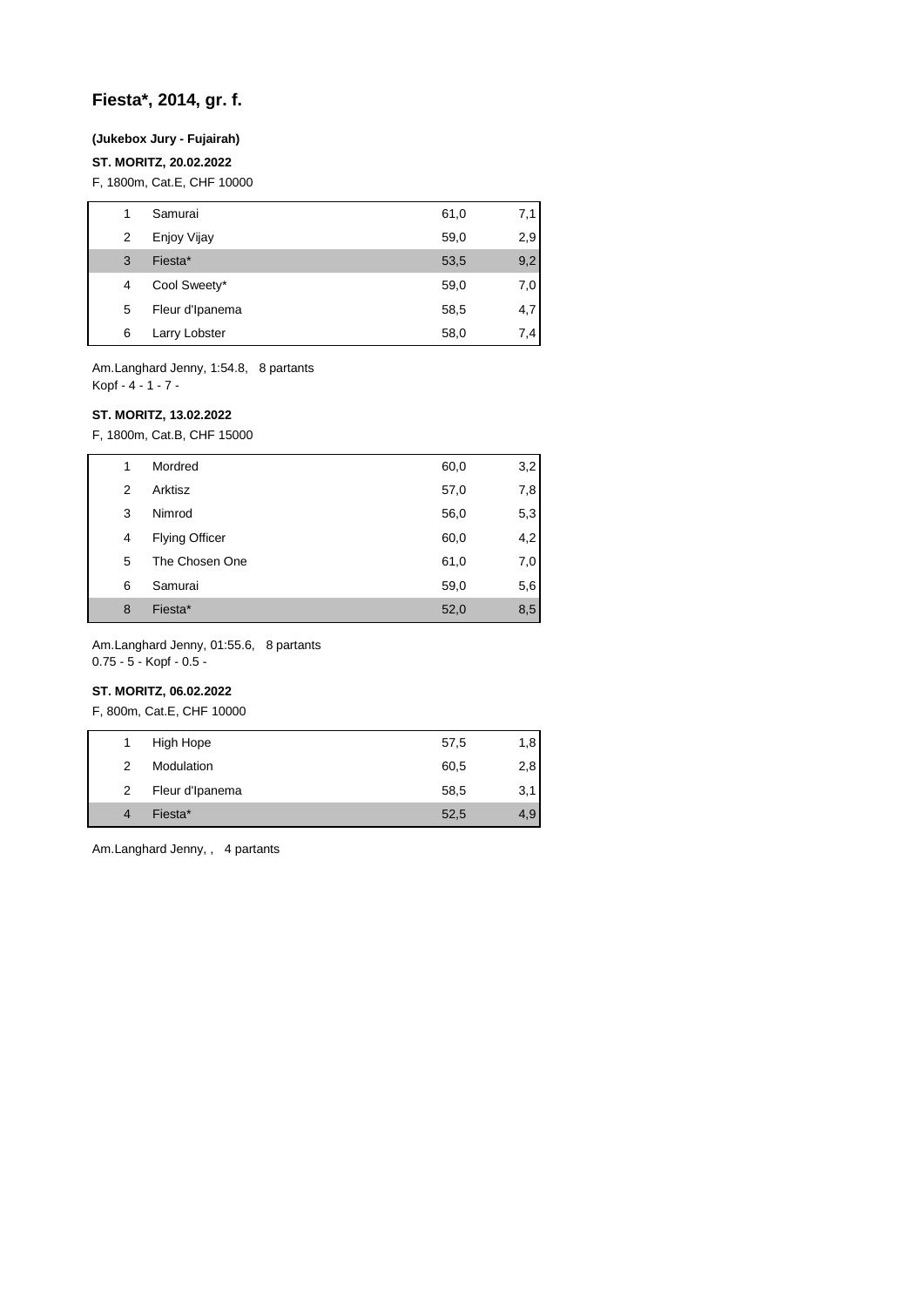# Fiesta*, 2014, gr. f.

**(Jukebox Jury - Fujairah)**

**ST. MORITZ, 20.02.2022**

F, 1800m, Cat.E, CHF 10000

| | | | |
|---|---|---|---|
| 1 | Samurai | 61,0 | 7,1 |
| 2 | Enjoy Vijay | 59,0 | 2,9 |
| 3 | Fiesta* | 53,5 | 9,2 |
| 4 | Cool Sweety* | 59,0 | 7,0 |
| 5 | Fleur d'Ipanema | 58,5 | 4,7 |
| 6 | Larry Lobster | 58,0 | 7,4 |

Am.Langhard Jenny, 1:54.8, 8 partants
Kopf - 4 - 1 - 7 -

**ST. MORITZ, 13.02.2022**

F, 1800m, Cat.B, CHF 15000

| | | | |
|---|---|---|---|
| 1 | Mordred | 60,0 | 3,2 |
| 2 | Arktisz | 57,0 | 7,8 |
| 3 | Nimrod | 56,0 | 5,3 |
| 4 | Flying Officer | 60,0 | 4,2 |
| 5 | The Chosen One | 61,0 | 7,0 |
| 6 | Samurai | 59,0 | 5,6 |
| 8 | Fiesta* | 52,0 | 8,5 |

Am.Langhard Jenny, 01:55.6, 8 partants
0.75 - 5 - Kopf - 0.5 -

**ST. MORITZ, 06.02.2022**

F, 800m, Cat.E, CHF 10000

| | | | |
|---|---|---|---|
| 1 | High Hope | 57,5 | 1,8 |
| 2 | Modulation | 60,5 | 2,8 |
| 2 | Fleur d'Ipanema | 58,5 | 3,1 |
| 4 | Fiesta* | 52,5 | 4,9 |

Am.Langhard Jenny, , 4 partants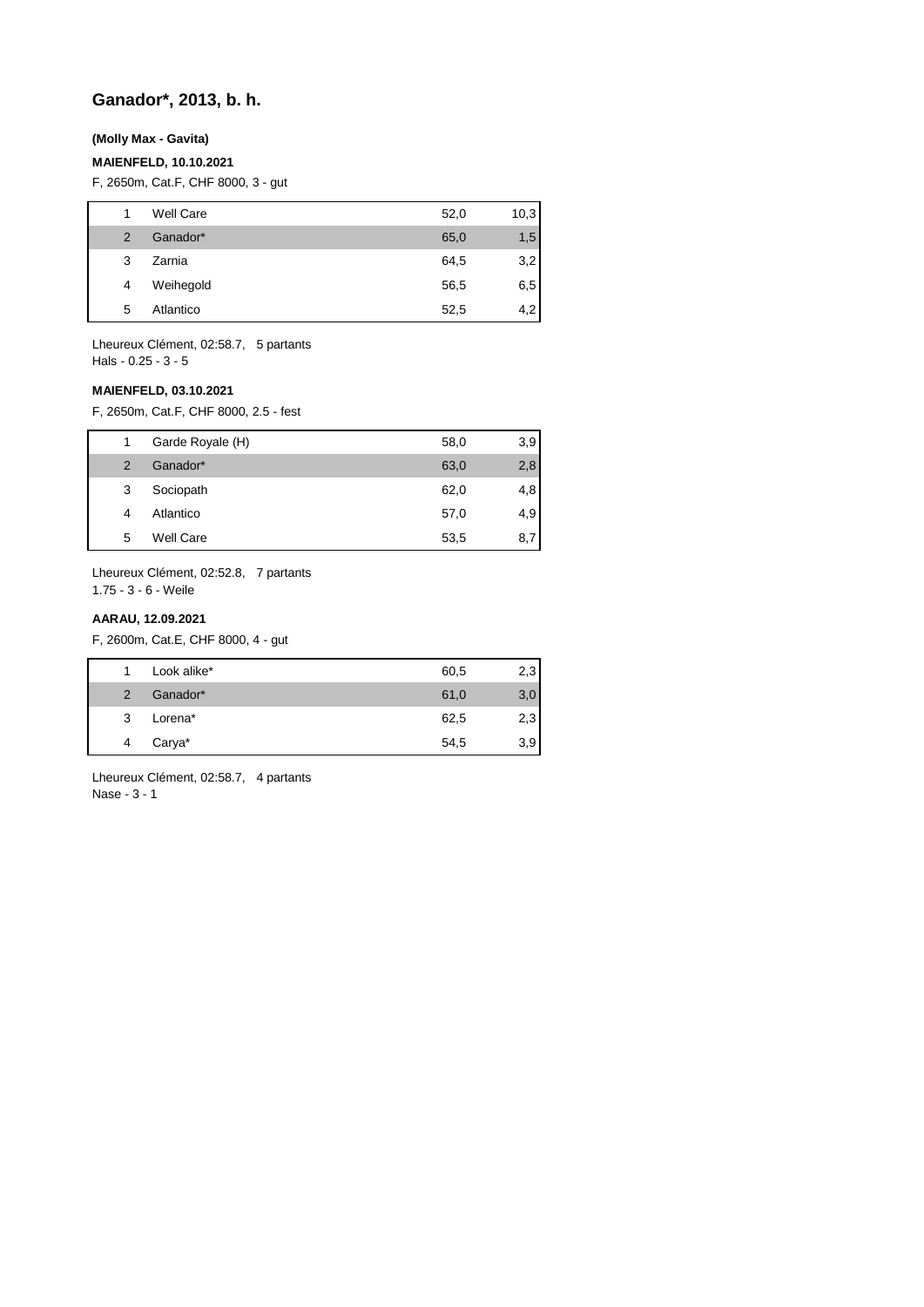## Ganador*, 2013, b. h.

**(Molly Max - Gavita)**

**MAIENFELD, 10.10.2021**

F, 2650m, Cat.F, CHF 8000, 3 - gut

| | | | |
|---|---|---|---|
| 1 | Well Care | 52,0 | 10,3 |
| 2 | Ganador* | 65,0 | 1,5 |
| 3 | Zarnia | 64,5 | 3,2 |
| 4 | Weihegold | 56,5 | 6,5 |
| 5 | Atlantico | 52,5 | 4,2 |

Lheureux Clément, 02:58.7, 5 partants
Hals - 0.25 - 3 - 5

**MAIENFELD, 03.10.2021**

F, 2650m, Cat.F, CHF 8000, 2.5 - fest

| | | | |
|---|---|---|---|
| 1 | Garde Royale (H) | 58,0 | 3,9 |
| 2 | Ganador* | 63,0 | 2,8 |
| 3 | Sociopath | 62,0 | 4,8 |
| 4 | Atlantico | 57,0 | 4,9 |
| 5 | Well Care | 53,5 | 8,7 |

Lheureux Clément, 02:52.8, 7 partants
1.75 - 3 - 6 - Weile

**AARAU, 12.09.2021**

F, 2600m, Cat.E, CHF 8000, 4 - gut

| | | | |
|---|---|---|---|
| 1 | Look alike* | 60,5 | 2,3 |
| 2 | Ganador* | 61,0 | 3,0 |
| 3 | Lorena* | 62,5 | 2,3 |
| 4 | Carya* | 54,5 | 3,9 |

Lheureux Clément, 02:58.7, 4 partants
Nase - 3 - 1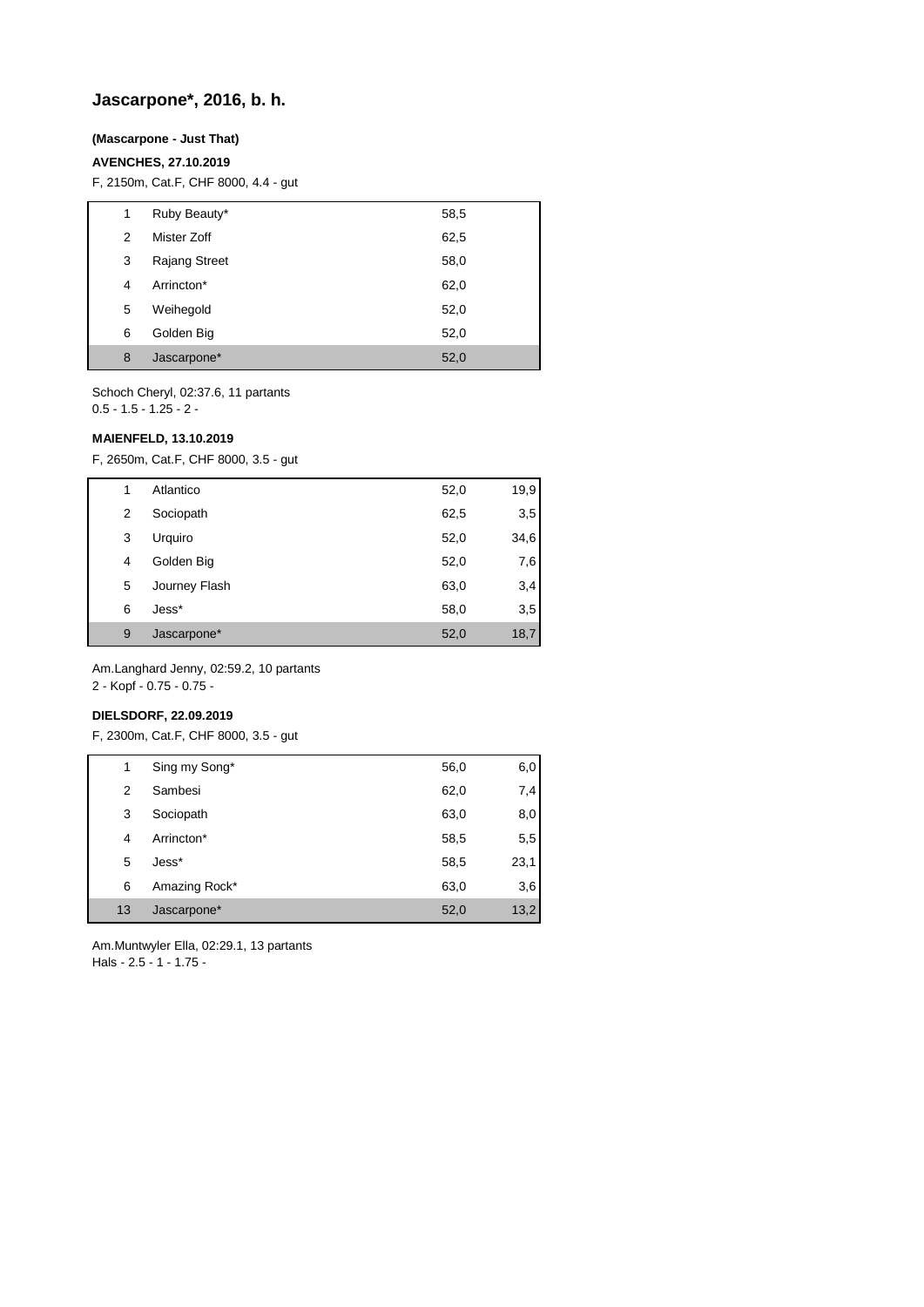## Jascarpone*, 2016, b. h.

**(Mascarpone - Just That)**

**AVENCHES, 27.10.2019**

F, 2150m, Cat.F, CHF 8000, 4.4 - gut

| | | | |
|---|---|---|---|
| 1 | Ruby Beauty* | 58,5 | |
| 2 | Mister Zoff | 62,5 | |
| 3 | Rajang Street | 58,0 | |
| 4 | Arrincton* | 62,0 | |
| 5 | Weihegold | 52,0 | |
| 6 | Golden Big | 52,0 | |
| 8 | Jascarpone* | 52,0 | |

Schoch Cheryl, 02:37.6, 11 partants
0.5 - 1.5 - 1.25 - 2 -

**MAIENFELD, 13.10.2019**

F, 2650m, Cat.F, CHF 8000, 3.5 - gut

| | | | |
|---|---|---|---|
| 1 | Atlantico | 52,0 | 19,9 |
| 2 | Sociopath | 62,5 | 3,5 |
| 3 | Urquiro | 52,0 | 34,6 |
| 4 | Golden Big | 52,0 | 7,6 |
| 5 | Journey Flash | 63,0 | 3,4 |
| 6 | Jess* | 58,0 | 3,5 |
| 9 | Jascarpone* | 52,0 | 18,7 |

Am.Langhard Jenny, 02:59.2, 10 partants
2 - Kopf - 0.75 - 0.75 -

**DIELSDORF, 22.09.2019**

F, 2300m, Cat.F, CHF 8000, 3.5 - gut

| | | | |
|---|---|---|---|
| 1 | Sing my Song* | 56,0 | 6,0 |
| 2 | Sambesi | 62,0 | 7,4 |
| 3 | Sociopath | 63,0 | 8,0 |
| 4 | Arrincton* | 58,5 | 5,5 |
| 5 | Jess* | 58,5 | 23,1 |
| 6 | Amazing Rock* | 63,0 | 3,6 |
| 13 | Jascarpone* | 52,0 | 13,2 |

Am.Muntwyler Ella, 02:29.1, 13 partants
Hals - 2.5 - 1 - 1.75 -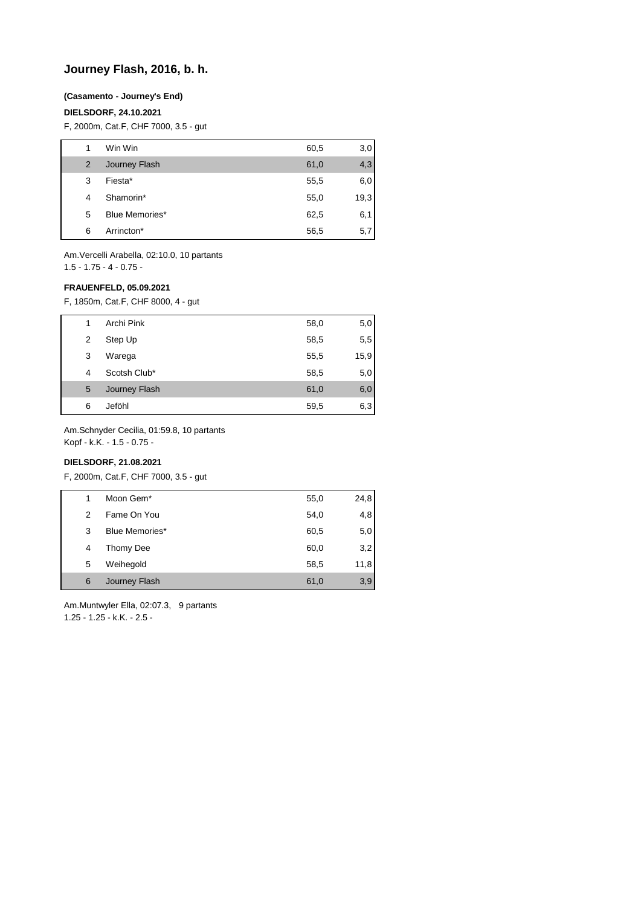# Journey Flash, 2016, b. h.

**(Casamento - Journey's End)**

**DIELSDORF, 24.10.2021**

F, 2000m, Cat.F, CHF 7000, 3.5 - gut

| | | | |
|---|---|---|---|
| 1 | Win Win | 60,5 | 3,0 |
| 2 | Journey Flash | 61,0 | 4,3 |
| 3 | Fiesta* | 55,5 | 6,0 |
| 4 | Shamorin* | 55,0 | 19,3 |
| 5 | Blue Memories* | 62,5 | 6,1 |
| 6 | Arrincton* | 56,5 | 5,7 |

Am.Vercelli Arabella, 02:10.0, 10 partants
1.5 - 1.75 - 4 - 0.75 -

**FRAUENFELD, 05.09.2021**

F, 1850m, Cat.F, CHF 8000, 4 - gut

| | | | |
|---|---|---|---|
| 1 | Archi Pink | 58,0 | 5,0 |
| 2 | Step Up | 58,5 | 5,5 |
| 3 | Warega | 55,5 | 15,9 |
| 4 | Scotsh Club* | 58,5 | 5,0 |
| 5 | Journey Flash | 61,0 | 6,0 |
| 6 | Jeföhl | 59,5 | 6,3 |

Am.Schnyder Cecilia, 01:59.8, 10 partants
Kopf - k.K. - 1.5 - 0.75 -

**DIELSDORF, 21.08.2021**

F, 2000m, Cat.F, CHF 7000, 3.5 - gut

| | | | |
|---|---|---|---|
| 1 | Moon Gem* | 55,0 | 24,8 |
| 2 | Fame On You | 54,0 | 4,8 |
| 3 | Blue Memories* | 60,5 | 5,0 |
| 4 | Thomy Dee | 60,0 | 3,2 |
| 5 | Weihegold | 58,5 | 11,8 |
| 6 | Journey Flash | 61,0 | 3,9 |

Am.Muntwyler Ella, 02:07.3, 9 partants
1.25 - 1.25 - k.K. - 2.5 -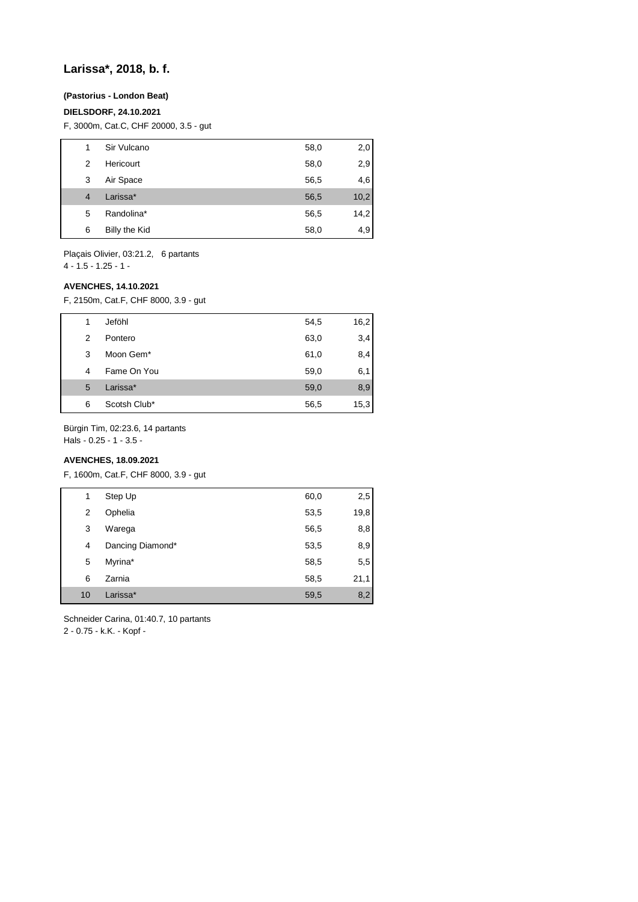## Larissa*, 2018, b. f.

**(Pastorius - London Beat)**

**DIELSDORF, 24.10.2021**

F, 3000m, Cat.C, CHF 20000, 3.5 - gut

| | | | |
|---|---|---|---|
| 1 | Sir Vulcano | 58,0 | 2,0 |
| 2 | Hericourt | 58,0 | 2,9 |
| 3 | Air Space | 56,5 | 4,6 |
| 4 | Larissa* | 56,5 | 10,2 |
| 5 | Randolina* | 56,5 | 14,2 |
| 6 | Billy the Kid | 58,0 | 4,9 |

Plaçais Olivier, 03:21.2, 6 partants
4 - 1.5 - 1.25 - 1 -

**AVENCHES, 14.10.2021**

F, 2150m, Cat.F, CHF 8000, 3.9 - gut

| | | | |
|---|---|---|---|
| 1 | Jeföhl | 54,5 | 16,2 |
| 2 | Pontero | 63,0 | 3,4 |
| 3 | Moon Gem* | 61,0 | 8,4 |
| 4 | Fame On You | 59,0 | 6,1 |
| 5 | Larissa* | 59,0 | 8,9 |
| 6 | Scotsh Club* | 56,5 | 15,3 |

Bürgin Tim, 02:23.6, 14 partants
Hals - 0.25 - 1 - 3.5 -

**AVENCHES, 18.09.2021**

F, 1600m, Cat.F, CHF 8000, 3.9 - gut

| | | | |
|---|---|---|---|
| 1 | Step Up | 60,0 | 2,5 |
| 2 | Ophelia | 53,5 | 19,8 |
| 3 | Warega | 56,5 | 8,8 |
| 4 | Dancing Diamond* | 53,5 | 8,9 |
| 5 | Myrina* | 58,5 | 5,5 |
| 6 | Zarnia | 58,5 | 21,1 |
| 10 | Larissa* | 59,5 | 8,2 |

Schneider Carina, 01:40.7, 10 partants
2 - 0.75 - k.K. - Kopf -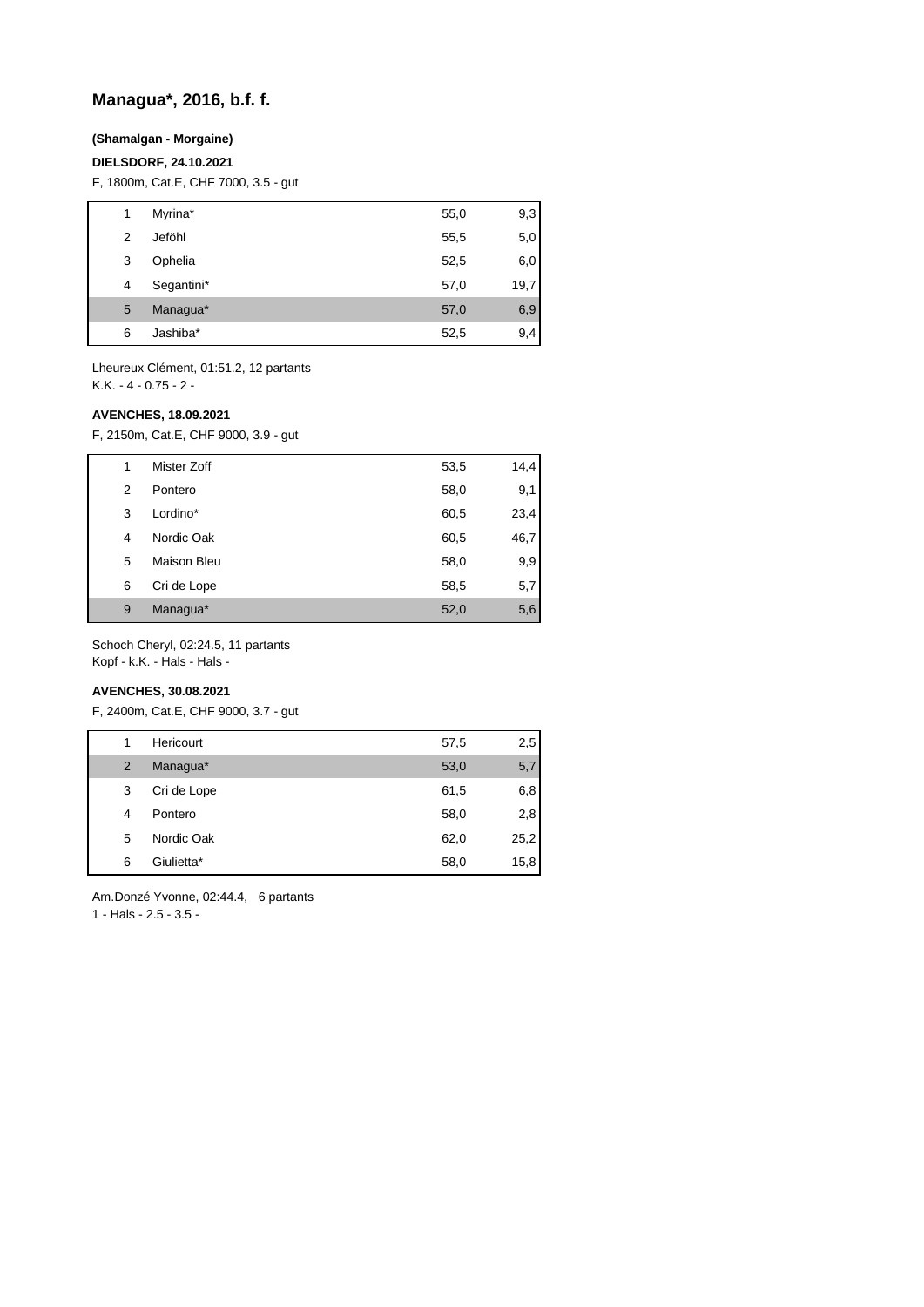## Managua*, 2016, b.f. f.

**(Shamalgan - Morgaine)**

**DIELSDORF, 24.10.2021**

F, 1800m, Cat.E, CHF 7000, 3.5 - gut

| | | | |
|---|---|---|---|
| 1 | Myrina* | 55,0 | 9,3 |
| 2 | Jeföhl | 55,5 | 5,0 |
| 3 | Ophelia | 52,5 | 6,0 |
| 4 | Segantini* | 57,0 | 19,7 |
| 5 | Managua* | 57,0 | 6,9 |
| 6 | Jashiba* | 52,5 | 9,4 |

Lheureux Clément, 01:51.2, 12 partants
K.K. - 4 - 0.75 - 2 -

**AVENCHES, 18.09.2021**

F, 2150m, Cat.E, CHF 9000, 3.9 - gut

| | | | |
|---|---|---|---|
| 1 | Mister Zoff | 53,5 | 14,4 |
| 2 | Pontero | 58,0 | 9,1 |
| 3 | Lordino* | 60,5 | 23,4 |
| 4 | Nordic Oak | 60,5 | 46,7 |
| 5 | Maison Bleu | 58,0 | 9,9 |
| 6 | Cri de Lope | 58,5 | 5,7 |
| 9 | Managua* | 52,0 | 5,6 |

Schoch Cheryl, 02:24.5, 11 partants
Kopf - k.K. - Hals - Hals -

**AVENCHES, 30.08.2021**

F, 2400m, Cat.E, CHF 9000, 3.7 - gut

| | | | |
|---|---|---|---|
| 1 | Hericourt | 57,5 | 2,5 |
| 2 | Managua* | 53,0 | 5,7 |
| 3 | Cri de Lope | 61,5 | 6,8 |
| 4 | Pontero | 58,0 | 2,8 |
| 5 | Nordic Oak | 62,0 | 25,2 |
| 6 | Giulietta* | 58,0 | 15,8 |

Am.Donzé Yvonne, 02:44.4, 6 partants
1 - Hals - 2.5 - 3.5 -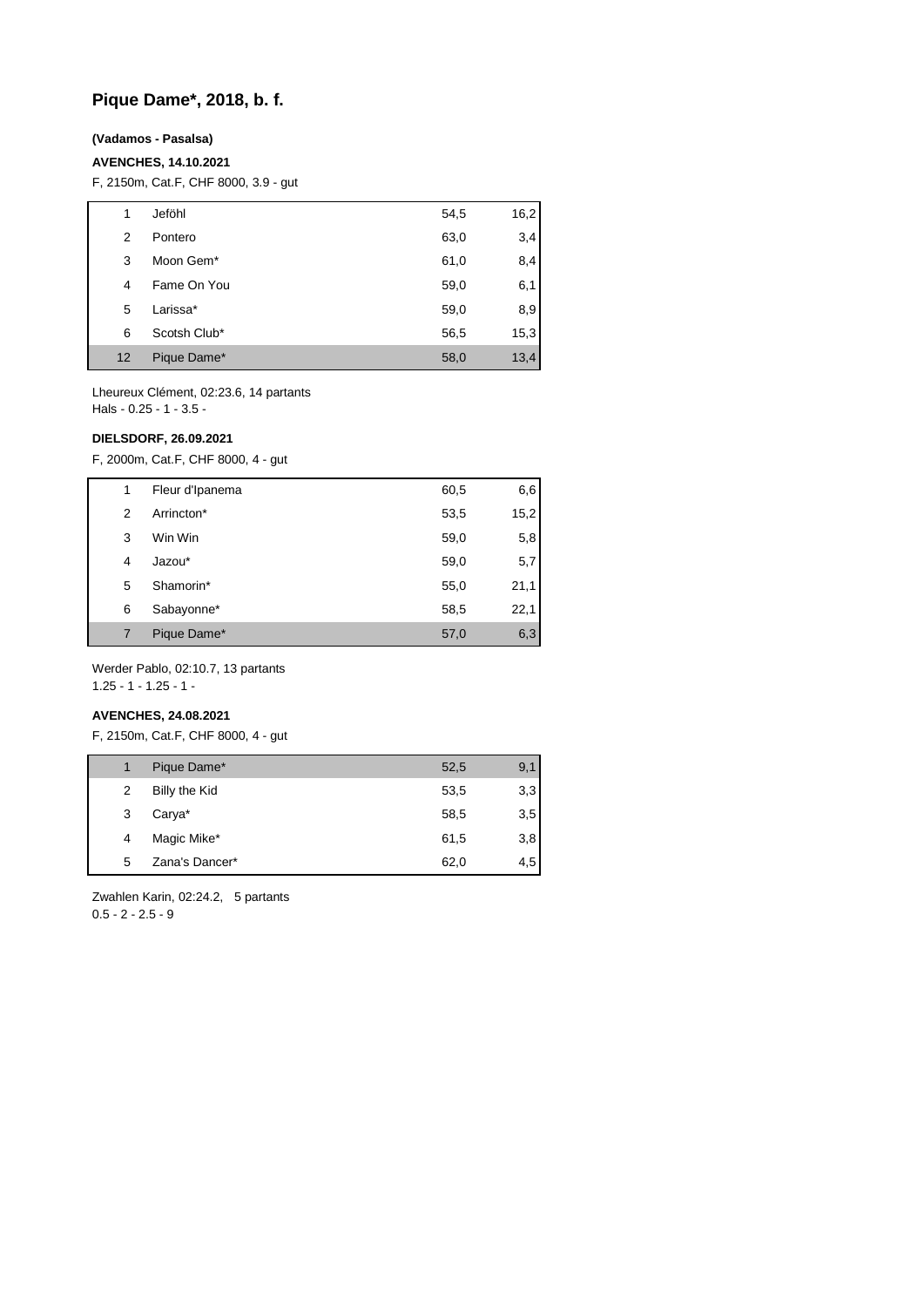# Pique Dame*, 2018, b. f.

**(Vadamos - Pasalsa)**

**AVENCHES, 14.10.2021**

F, 2150m, Cat.F, CHF 8000, 3.9 - gut

| | | | |
|---|---|---|---|
| 1 | Jeföhl | 54,5 | 16,2 |
| 2 | Pontero | 63,0 | 3,4 |
| 3 | Moon Gem* | 61,0 | 8,4 |
| 4 | Fame On You | 59,0 | 6,1 |
| 5 | Larissa* | 59,0 | 8,9 |
| 6 | Scotsh Club* | 56,5 | 15,3 |
| 12 | Pique Dame* | 58,0 | 13,4 |

Lheureux Clément, 02:23.6, 14 partants
Hals - 0.25 - 1 - 3.5 -

**DIELSDORF, 26.09.2021**

F, 2000m, Cat.F, CHF 8000, 4 - gut

| | | | |
|---|---|---|---|
| 1 | Fleur d'Ipanema | 60,5 | 6,6 |
| 2 | Arrincton* | 53,5 | 15,2 |
| 3 | Win Win | 59,0 | 5,8 |
| 4 | Jazou* | 59,0 | 5,7 |
| 5 | Shamorin* | 55,0 | 21,1 |
| 6 | Sabayonne* | 58,5 | 22,1 |
| 7 | Pique Dame* | 57,0 | 6,3 |

Werder Pablo, 02:10.7, 13 partants
1.25 - 1 - 1.25 - 1 -

**AVENCHES, 24.08.2021**

F, 2150m, Cat.F, CHF 8000, 4 - gut

| | | | |
|---|---|---|---|
| 1 | Pique Dame* | 52,5 | 9,1 |
| 2 | Billy the Kid | 53,5 | 3,3 |
| 3 | Carya* | 58,5 | 3,5 |
| 4 | Magic Mike* | 61,5 | 3,8 |
| 5 | Zana's Dancer* | 62,0 | 4,5 |

Zwahlen Karin, 02:24.2, 5 partants
0.5 - 2 - 2.5 - 9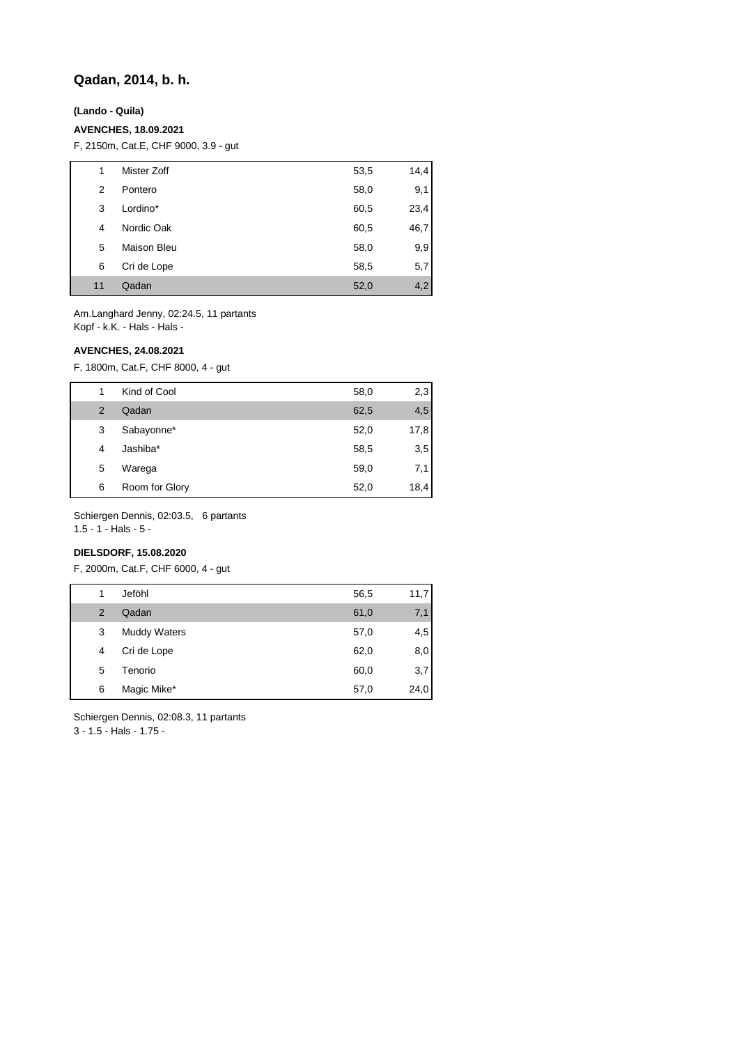## Qadan, 2014, b. h.

**(Lando - Quila)**

**AVENCHES, 18.09.2021**

F, 2150m, Cat.E, CHF 9000, 3.9 - gut

| | | | |
|---|---|---|---|
| 1 | Mister Zoff | 53,5 | 14,4 |
| 2 | Pontero | 58,0 | 9,1 |
| 3 | Lordino* | 60,5 | 23,4 |
| 4 | Nordic Oak | 60,5 | 46,7 |
| 5 | Maison Bleu | 58,0 | 9,9 |
| 6 | Cri de Lope | 58,5 | 5,7 |
| 11 | Qadan | 52,0 | 4,2 |

Am.Langhard Jenny, 02:24.5, 11 partants
Kopf - k.K. - Hals - Hals -

**AVENCHES, 24.08.2021**

F, 1800m, Cat.F, CHF 8000, 4 - gut

| | | | |
|---|---|---|---|
| 1 | Kind of Cool | 58,0 | 2,3 |
| 2 | Qadan | 62,5 | 4,5 |
| 3 | Sabayonne* | 52,0 | 17,8 |
| 4 | Jashiba* | 58,5 | 3,5 |
| 5 | Warega | 59,0 | 7,1 |
| 6 | Room for Glory | 52,0 | 18,4 |

Schiergen Dennis, 02:03.5, 6 partants
1.5 - 1 - Hals - 5 -

**DIELSDORF, 15.08.2020**

F, 2000m, Cat.F, CHF 6000, 4 - gut

| | | | |
|---|---|---|---|
| 1 | Jeföhl | 56,5 | 11,7 |
| 2 | Qadan | 61,0 | 7,1 |
| 3 | Muddy Waters | 57,0 | 4,5 |
| 4 | Cri de Lope | 62,0 | 8,0 |
| 5 | Tenorio | 60,0 | 3,7 |
| 6 | Magic Mike* | 57,0 | 24,0 |

Schiergen Dennis, 02:08.3, 11 partants
3 - 1.5 - Hals - 1.75 -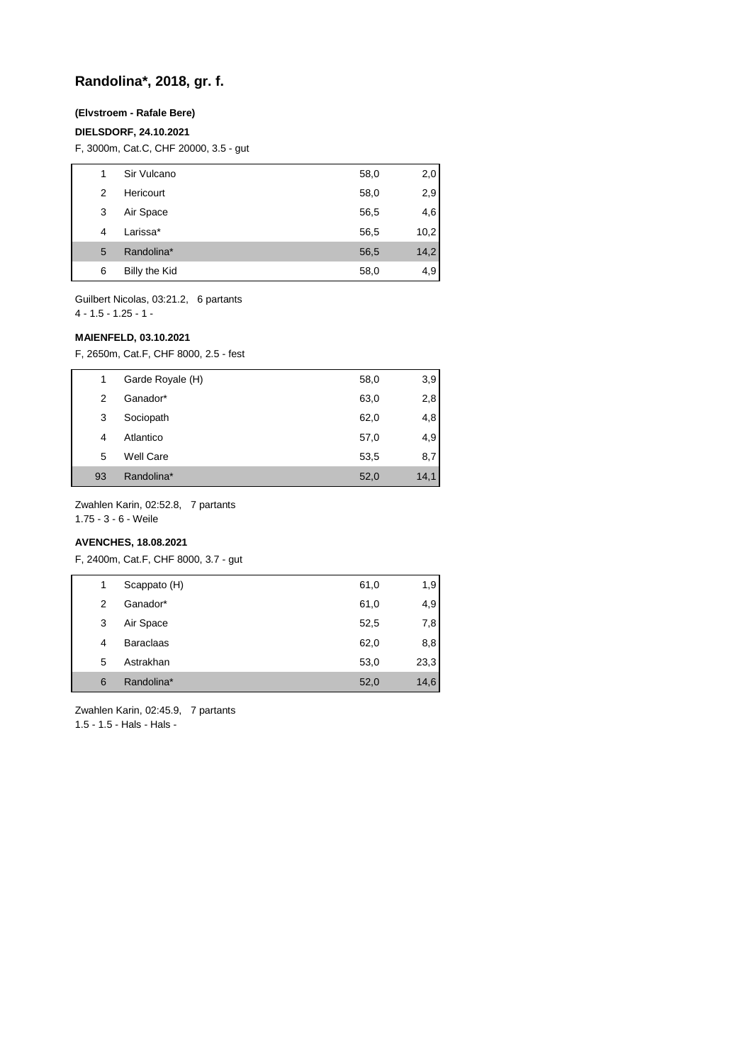## Randolina*, 2018, gr. f.

**(Elvstroem - Rafale Bere)**

**DIELSDORF, 24.10.2021**

F, 3000m, Cat.C, CHF 20000, 3.5 - gut

| | | | |
|---|---|---|---|
| 1 | Sir Vulcano | 58,0 | 2,0 |
| 2 | Hericourt | 58,0 | 2,9 |
| 3 | Air Space | 56,5 | 4,6 |
| 4 | Larissa* | 56,5 | 10,2 |
| 5 | Randolina* | 56,5 | 14,2 |
| 6 | Billy the Kid | 58,0 | 4,9 |

Guilbert Nicolas, 03:21.2, 6 partants
4 - 1.5 - 1.25 - 1 -

**MAIENFELD, 03.10.2021**

F, 2650m, Cat.F, CHF 8000, 2.5 - fest

| | | | |
|---|---|---|---|
| 1 | Garde Royale (H) | 58,0 | 3,9 |
| 2 | Ganador* | 63,0 | 2,8 |
| 3 | Sociopath | 62,0 | 4,8 |
| 4 | Atlantico | 57,0 | 4,9 |
| 5 | Well Care | 53,5 | 8,7 |
| 93 | Randolina* | 52,0 | 14,1 |

Zwahlen Karin, 02:52.8, 7 partants
1.75 - 3 - 6 - Weile

**AVENCHES, 18.08.2021**

F, 2400m, Cat.F, CHF 8000, 3.7 - gut

| | | | |
|---|---|---|---|
| 1 | Scappato (H) | 61,0 | 1,9 |
| 2 | Ganador* | 61,0 | 4,9 |
| 3 | Air Space | 52,5 | 7,8 |
| 4 | Baraclaas | 62,0 | 8,8 |
| 5 | Astrakhan | 53,0 | 23,3 |
| 6 | Randolina* | 52,0 | 14,6 |

Zwahlen Karin, 02:45.9, 7 partants
1.5 - 1.5 - Hals - Hals -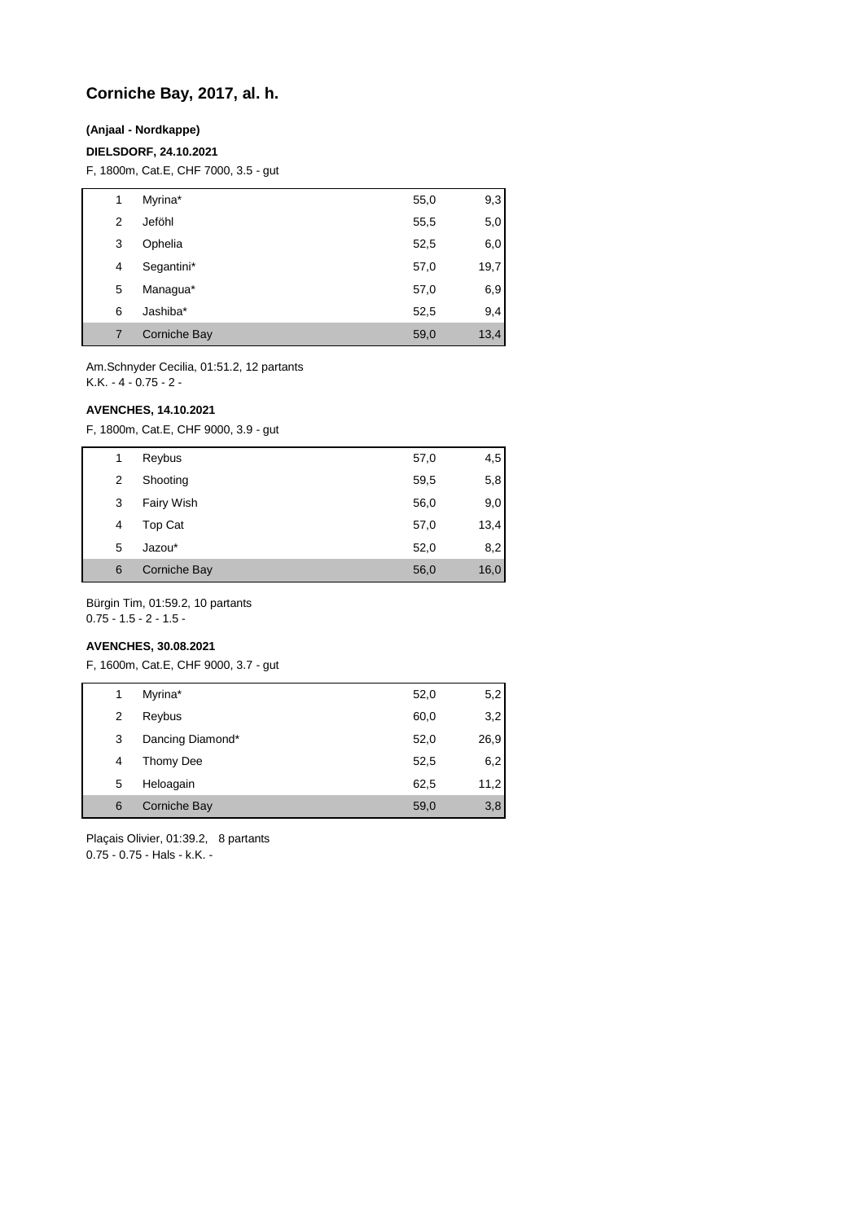# Corniche Bay, 2017, al. h.

**(Anjaal - Nordkappe)**

**DIELSDORF, 24.10.2021**

F, 1800m, Cat.E, CHF 7000, 3.5 - gut

| | | | |
|---|---|---|---|
| 1 | Myrina* | 55,0 | 9,3 |
| 2 | Jeföhl | 55,5 | 5,0 |
| 3 | Ophelia | 52,5 | 6,0 |
| 4 | Segantini* | 57,0 | 19,7 |
| 5 | Managua* | 57,0 | 6,9 |
| 6 | Jashiba* | 52,5 | 9,4 |
| 7 | Corniche Bay | 59,0 | 13,4 |

Am.Schnyder Cecilia, 01:51.2, 12 partants
K.K. - 4 - 0.75 - 2 -

**AVENCHES, 14.10.2021**

F, 1800m, Cat.E, CHF 9000, 3.9 - gut

| | | | |
|---|---|---|---|
| 1 | Reybus | 57,0 | 4,5 |
| 2 | Shooting | 59,5 | 5,8 |
| 3 | Fairy Wish | 56,0 | 9,0 |
| 4 | Top Cat | 57,0 | 13,4 |
| 5 | Jazou* | 52,0 | 8,2 |
| 6 | Corniche Bay | 56,0 | 16,0 |

Bürgin Tim, 01:59.2, 10 partants
0.75 - 1.5 - 2 - 1.5 -

**AVENCHES, 30.08.2021**

F, 1600m, Cat.E, CHF 9000, 3.7 - gut

| | | | |
|---|---|---|---|
| 1 | Myrina* | 52,0 | 5,2 |
| 2 | Reybus | 60,0 | 3,2 |
| 3 | Dancing Diamond* | 52,0 | 26,9 |
| 4 | Thomy Dee | 52,5 | 6,2 |
| 5 | Heloagain | 62,5 | 11,2 |
| 6 | Corniche Bay | 59,0 | 3,8 |

Plaçais Olivier, 01:39.2, 8 partants
0.75 - 0.75 - Hals - k.K. -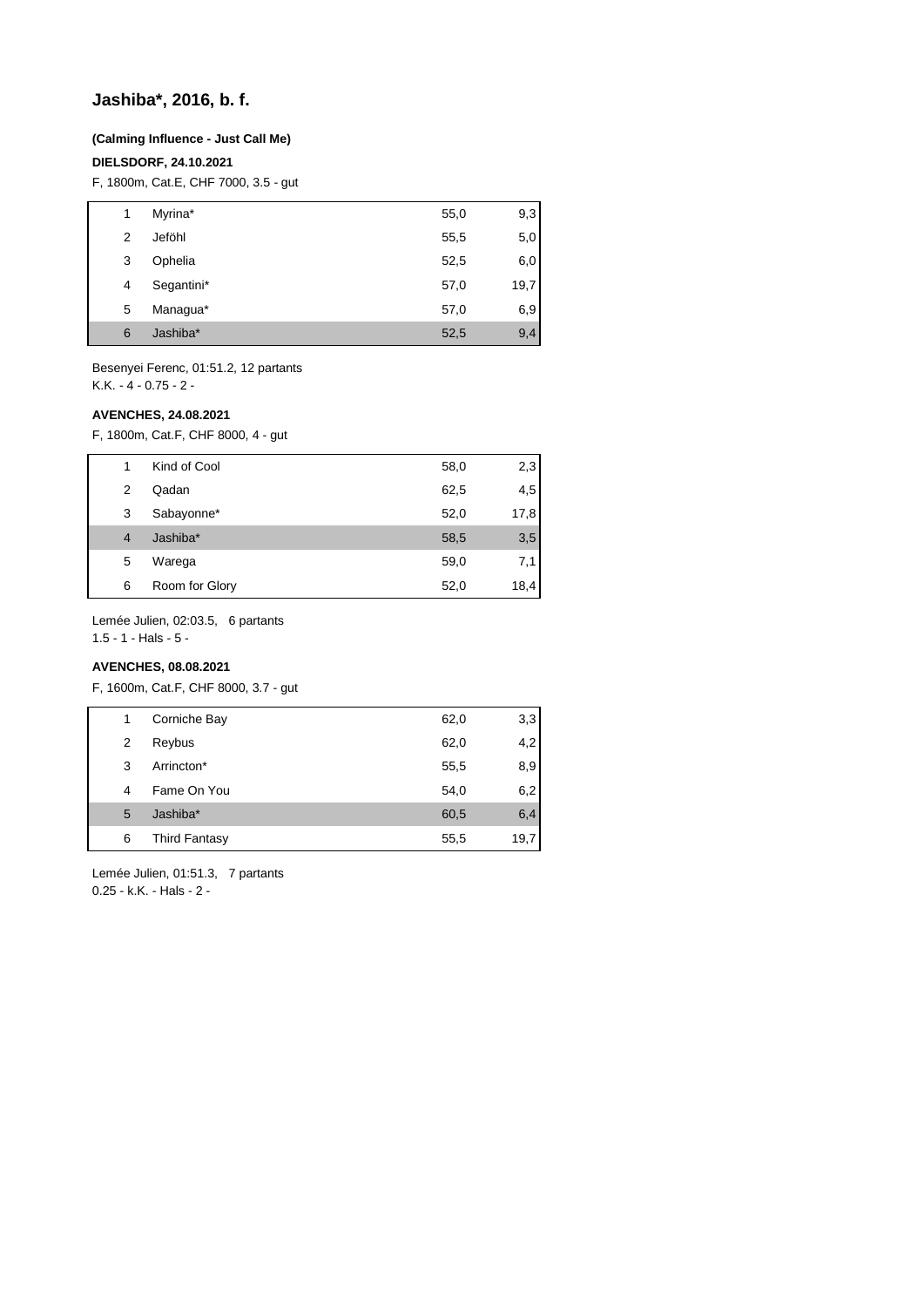## Jashiba*, 2016, b. f.

**(Calming Influence - Just Call Me)**

**DIELSDORF, 24.10.2021**

F, 1800m, Cat.E, CHF 7000, 3.5 - gut

| | | | |
|---|---|---|---|
| 1 | Myrina* | 55,0 | 9,3 |
| 2 | Jeföhl | 55,5 | 5,0 |
| 3 | Ophelia | 52,5 | 6,0 |
| 4 | Segantini* | 57,0 | 19,7 |
| 5 | Managua* | 57,0 | 6,9 |
| 6 | Jashiba* | 52,5 | 9,4 |

Besenyei Ferenc, 01:51.2, 12 partants
K.K. - 4 - 0.75 - 2 -

**AVENCHES, 24.08.2021**

F, 1800m, Cat.F, CHF 8000, 4 - gut

| | | | |
|---|---|---|---|
| 1 | Kind of Cool | 58,0 | 2,3 |
| 2 | Qadan | 62,5 | 4,5 |
| 3 | Sabayonne* | 52,0 | 17,8 |
| 4 | Jashiba* | 58,5 | 3,5 |
| 5 | Warega | 59,0 | 7,1 |
| 6 | Room for Glory | 52,0 | 18,4 |

Lemée Julien, 02:03.5, 6 partants
1.5 - 1 - Hals - 5 -

**AVENCHES, 08.08.2021**

F, 1600m, Cat.F, CHF 8000, 3.7 - gut

| | | | |
|---|---|---|---|
| 1 | Corniche Bay | 62,0 | 3,3 |
| 2 | Reybus | 62,0 | 4,2 |
| 3 | Arrincton* | 55,5 | 8,9 |
| 4 | Fame On You | 54,0 | 6,2 |
| 5 | Jashiba* | 60,5 | 6,4 |
| 6 | Third Fantasy | 55,5 | 19,7 |

Lemée Julien, 01:51.3, 7 partants
0.25 - k.K. - Hals - 2 -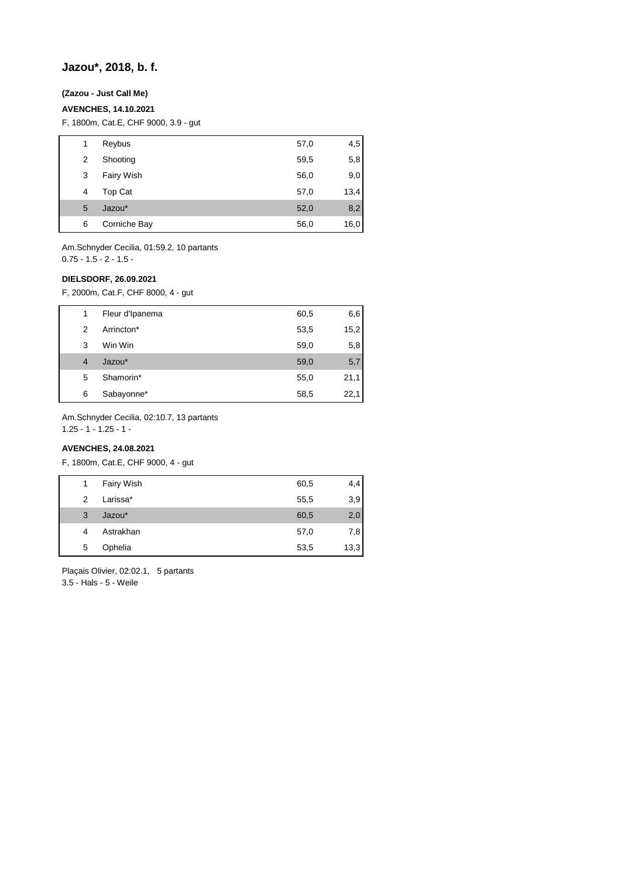## Jazou*, 2018, b. f.

**(Zazou - Just Call Me)**

**AVENCHES, 14.10.2021**

F, 1800m, Cat.E, CHF 9000, 3.9 - gut

| | | | |
|---|---|---|---|
| 1 | Reybus | 57,0 | 4,5 |
| 2 | Shooting | 59,5 | 5,8 |
| 3 | Fairy Wish | 56,0 | 9,0 |
| 4 | Top Cat | 57,0 | 13,4 |
| 5 | Jazou* | 52,0 | 8,2 |
| 6 | Corniche Bay | 56,0 | 16,0 |

Am.Schnyder Cecilia, 01:59.2, 10 partants
0.75 - 1.5 - 2 - 1.5 -

**DIELSDORF, 26.09.2021**

F, 2000m, Cat.F, CHF 8000, 4 - gut

| | | | |
|---|---|---|---|
| 1 | Fleur d'Ipanema | 60,5 | 6,6 |
| 2 | Arrincton* | 53,5 | 15,2 |
| 3 | Win Win | 59,0 | 5,8 |
| 4 | Jazou* | 59,0 | 5,7 |
| 5 | Shamorin* | 55,0 | 21,1 |
| 6 | Sabayonne* | 58,5 | 22,1 |

Am.Schnyder Cecilia, 02:10.7, 13 partants
1.25 - 1 - 1.25 - 1 -

**AVENCHES, 24.08.2021**

F, 1800m, Cat.E, CHF 9000, 4 - gut

| | | | |
|---|---|---|---|
| 1 | Fairy Wish | 60,5 | 4,4 |
| 2 | Larissa* | 55,5 | 3,9 |
| 3 | Jazou* | 60,5 | 2,0 |
| 4 | Astrakhan | 57,0 | 7,8 |
| 5 | Ophelia | 53,5 | 13,3 |

Plaçais Olivier, 02:02.1, 5 partants
3.5 - Hals - 5 - Weile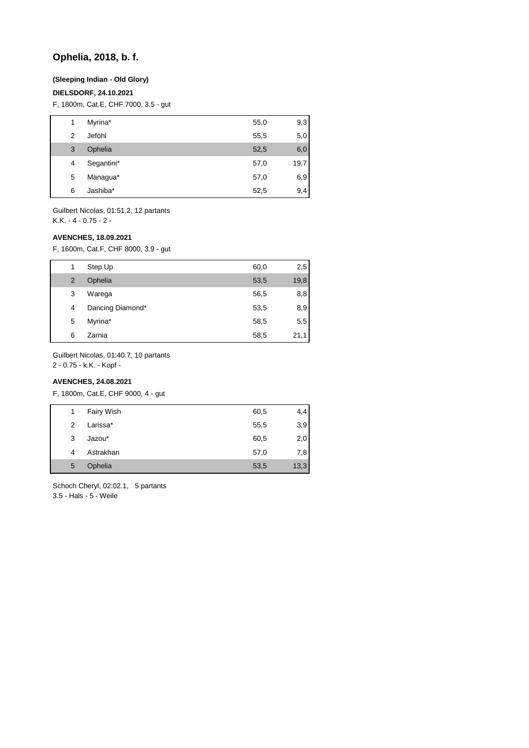## Ophelia, 2018, b. f.

**(Sleeping Indian - Old Glory)**

**DIELSDORF, 24.10.2021**

F, 1800m, Cat.E, CHF 7000, 3.5 - gut

| | | | |
|---|---|---|---|
| 1 | Myrina* | 55,0 | 9,3 |
| 2 | Jeföhl | 55,5 | 5,0 |
| 3 | Ophelia | 52,5 | 6,0 |
| 4 | Segantini* | 57,0 | 19,7 |
| 5 | Managua* | 57,0 | 6,9 |
| 6 | Jashiba* | 52,5 | 9,4 |

Guilbert Nicolas, 01:51.2, 12 partants
K.K. - 4 - 0.75 - 2 -

**AVENCHES, 18.09.2021**

F, 1600m, Cat.F, CHF 8000, 3.9 - gut

| | | | |
|---|---|---|---|
| 1 | Step Up | 60,0 | 2,5 |
| 2 | Ophelia | 53,5 | 19,8 |
| 3 | Warega | 56,5 | 8,8 |
| 4 | Dancing Diamond* | 53,5 | 8,9 |
| 5 | Myrina* | 58,5 | 5,5 |
| 6 | Zarnia | 58,5 | 21,1 |

Guilbert Nicolas, 01:40.7, 10 partants
2 - 0.75 - k.K. - Kopf -

**AVENCHES, 24.08.2021**

F, 1800m, Cat.E, CHF 9000, 4 - gut

| | | | |
|---|---|---|---|
| 1 | Fairy Wish | 60,5 | 4,4 |
| 2 | Larissa* | 55,5 | 3,9 |
| 3 | Jazou* | 60,5 | 2,0 |
| 4 | Astrakhan | 57,0 | 7,8 |
| 5 | Ophelia | 53,5 | 13,3 |

Schoch Cheryl, 02:02.1, 5 partants
3.5 - Hals - 5 - Weile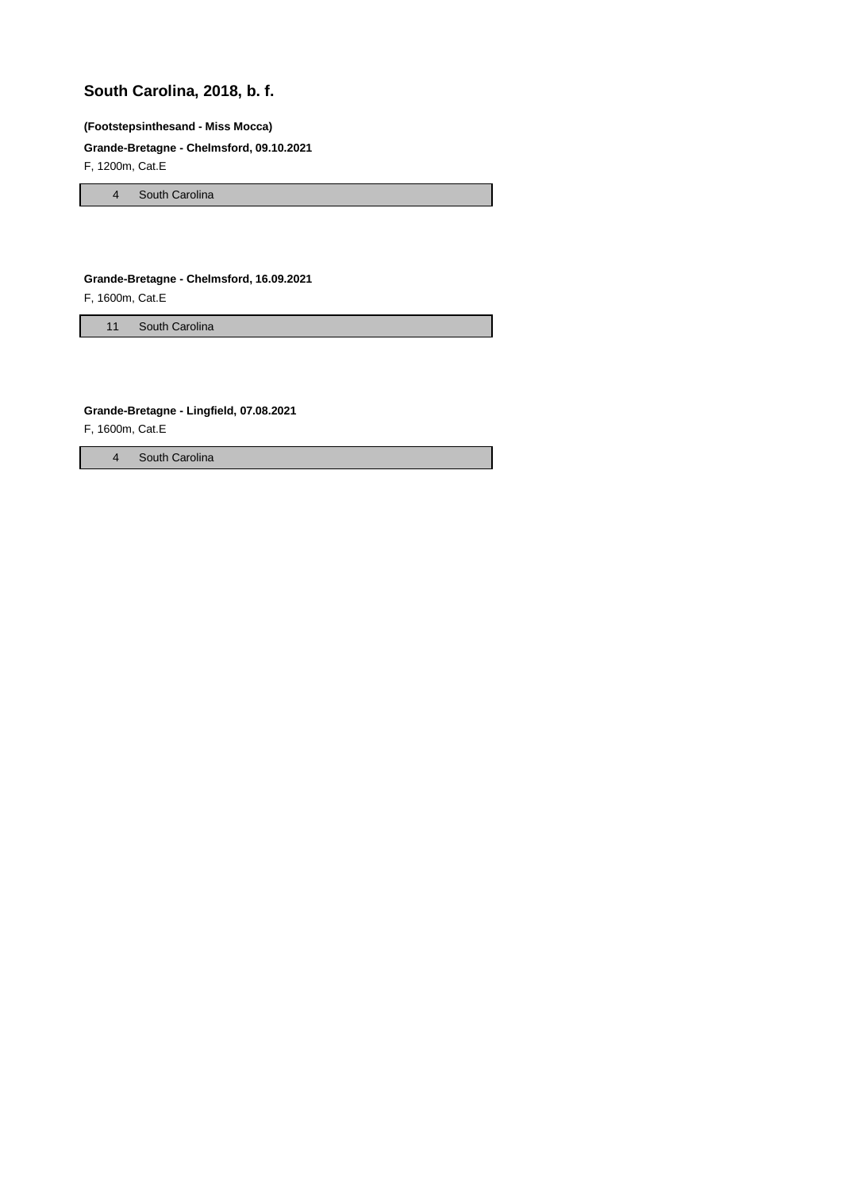# South Carolina, 2018, b. f.

**(Footstepsinthesand - Miss Mocca)**

**Grande-Bretagne - Chelmsford, 09.10.2021**

F, 1200m, Cat.E

| 4 | South Carolina |
|---|---|

**Grande-Bretagne - Chelmsford, 16.09.2021**

F, 1600m, Cat.E

| 11 | South Carolina |
|---|---|

**Grande-Bretagne - Lingfield, 07.08.2021**

F, 1600m, Cat.E

| 4 | South Carolina |
|---|---|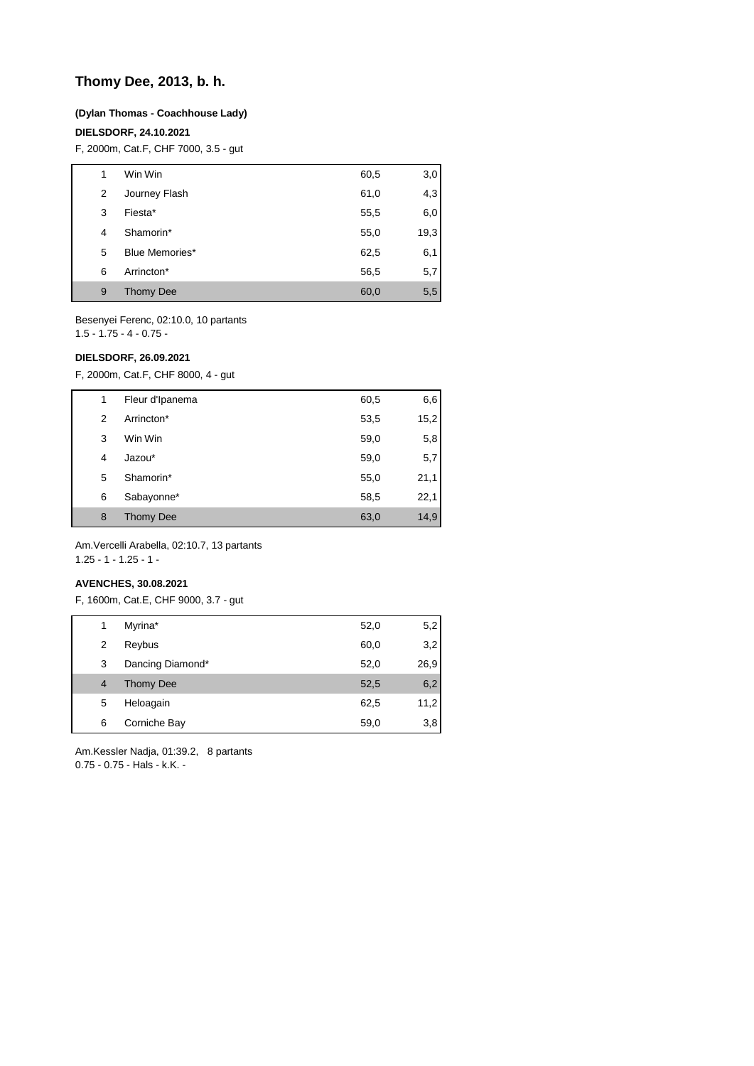## Thomy Dee, 2013, b. h.

**(Dylan Thomas - Coachhouse Lady)**

**DIELSDORF, 24.10.2021**

F, 2000m, Cat.F, CHF 7000, 3.5 - gut

| | | | |
|---|---|---|---|
| 1 | Win Win | 60,5 | 3,0 |
| 2 | Journey Flash | 61,0 | 4,3 |
| 3 | Fiesta* | 55,5 | 6,0 |
| 4 | Shamorin* | 55,0 | 19,3 |
| 5 | Blue Memories* | 62,5 | 6,1 |
| 6 | Arrincton* | 56,5 | 5,7 |
| 9 | Thomy Dee | 60,0 | 5,5 |

Besenyei Ferenc, 02:10.0, 10 partants
1.5 - 1.75 - 4 - 0.75 -

**DIELSDORF, 26.09.2021**

F, 2000m, Cat.F, CHF 8000, 4 - gut

| | | | |
|---|---|---|---|
| 1 | Fleur d'Ipanema | 60,5 | 6,6 |
| 2 | Arrincton* | 53,5 | 15,2 |
| 3 | Win Win | 59,0 | 5,8 |
| 4 | Jazou* | 59,0 | 5,7 |
| 5 | Shamorin* | 55,0 | 21,1 |
| 6 | Sabayonne* | 58,5 | 22,1 |
| 8 | Thomy Dee | 63,0 | 14,9 |

Am.Vercelli Arabella, 02:10.7, 13 partants
1.25 - 1 - 1.25 - 1 -

**AVENCHES, 30.08.2021**

F, 1600m, Cat.E, CHF 9000, 3.7 - gut

| | | | |
|---|---|---|---|
| 1 | Myrina* | 52,0 | 5,2 |
| 2 | Reybus | 60,0 | 3,2 |
| 3 | Dancing Diamond* | 52,0 | 26,9 |
| 4 | Thomy Dee | 52,5 | 6,2 |
| 5 | Heloagain | 62,5 | 11,2 |
| 6 | Corniche Bay | 59,0 | 3,8 |

Am.Kessler Nadja, 01:39.2, 8 partants
0.75 - 0.75 - Hals - k.K. -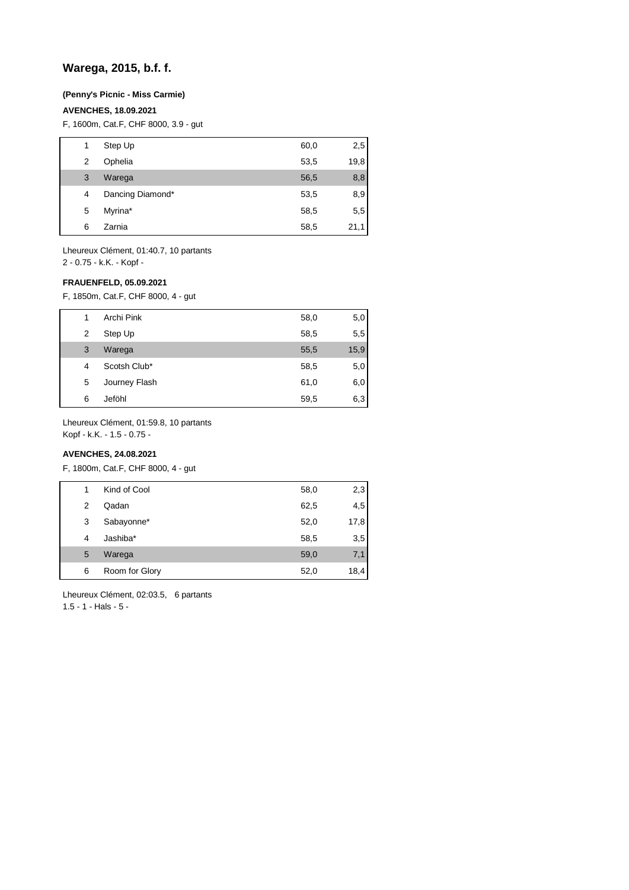## Warega, 2015, b.f. f.

**(Penny's Picnic - Miss Carmie)**

**AVENCHES, 18.09.2021**

F, 1600m, Cat.F, CHF 8000, 3.9 - gut

| | | | |
|---|---|---|---|
| 1 | Step Up | 60,0 | 2,5 |
| 2 | Ophelia | 53,5 | 19,8 |
| 3 | Warega | 56,5 | 8,8 |
| 4 | Dancing Diamond* | 53,5 | 8,9 |
| 5 | Myrina* | 58,5 | 5,5 |
| 6 | Zarnia | 58,5 | 21,1 |

Lheureux Clément, 01:40.7, 10 partants
2 - 0.75 - k.K. - Kopf -

**FRAUENFELD, 05.09.2021**

F, 1850m, Cat.F, CHF 8000, 4 - gut

| | | | |
|---|---|---|---|
| 1 | Archi Pink | 58,0 | 5,0 |
| 2 | Step Up | 58,5 | 5,5 |
| 3 | Warega | 55,5 | 15,9 |
| 4 | Scotsh Club* | 58,5 | 5,0 |
| 5 | Journey Flash | 61,0 | 6,0 |
| 6 | Jeföhl | 59,5 | 6,3 |

Lheureux Clément, 01:59.8, 10 partants
Kopf - k.K. - 1.5 - 0.75 -

**AVENCHES, 24.08.2021**

F, 1800m, Cat.F, CHF 8000, 4 - gut

| | | | |
|---|---|---|---|
| 1 | Kind of Cool | 58,0 | 2,3 |
| 2 | Qadan | 62,5 | 4,5 |
| 3 | Sabayonne* | 52,0 | 17,8 |
| 4 | Jashiba* | 58,5 | 3,5 |
| 5 | Warega | 59,0 | 7,1 |
| 6 | Room for Glory | 52,0 | 18,4 |

Lheureux Clément, 02:03.5, 6 partants
1.5 - 1 - Hals - 5 -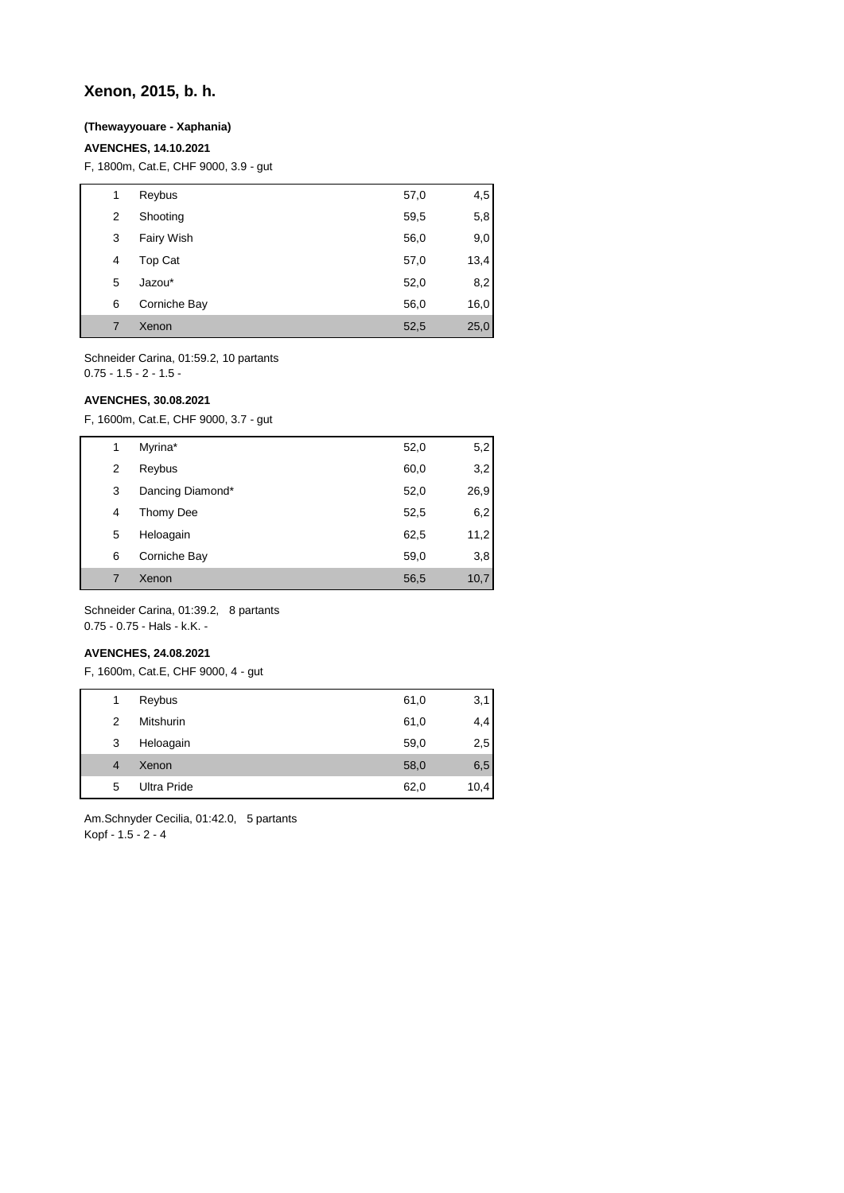## Xenon, 2015, b. h.

**(Thewayyouare - Xaphania)**

**AVENCHES, 14.10.2021**

F, 1800m, Cat.E, CHF 9000, 3.9 - gut

| | | | |
|---|---|---|---|
| 1 | Reybus | 57,0 | 4,5 |
| 2 | Shooting | 59,5 | 5,8 |
| 3 | Fairy Wish | 56,0 | 9,0 |
| 4 | Top Cat | 57,0 | 13,4 |
| 5 | Jazou* | 52,0 | 8,2 |
| 6 | Corniche Bay | 56,0 | 16,0 |
| 7 | Xenon | 52,5 | 25,0 |

Schneider Carina, 01:59.2, 10 partants
0.75 - 1.5 - 2 - 1.5 -

**AVENCHES, 30.08.2021**

F, 1600m, Cat.E, CHF 9000, 3.7 - gut

| | | | |
|---|---|---|---|
| 1 | Myrina* | 52,0 | 5,2 |
| 2 | Reybus | 60,0 | 3,2 |
| 3 | Dancing Diamond* | 52,0 | 26,9 |
| 4 | Thomy Dee | 52,5 | 6,2 |
| 5 | Heloagain | 62,5 | 11,2 |
| 6 | Corniche Bay | 59,0 | 3,8 |
| 7 | Xenon | 56,5 | 10,7 |

Schneider Carina, 01:39.2, 8 partants
0.75 - 0.75 - Hals - k.K. -

**AVENCHES, 24.08.2021**

F, 1600m, Cat.E, CHF 9000, 4 - gut

| | | | |
|---|---|---|---|
| 1 | Reybus | 61,0 | 3,1 |
| 2 | Mitshurin | 61,0 | 4,4 |
| 3 | Heloagain | 59,0 | 2,5 |
| 4 | Xenon | 58,0 | 6,5 |
| 5 | Ultra Pride | 62,0 | 10,4 |

Am.Schnyder Cecilia, 01:42.0, 5 partants
Kopf - 1.5 - 2 - 4